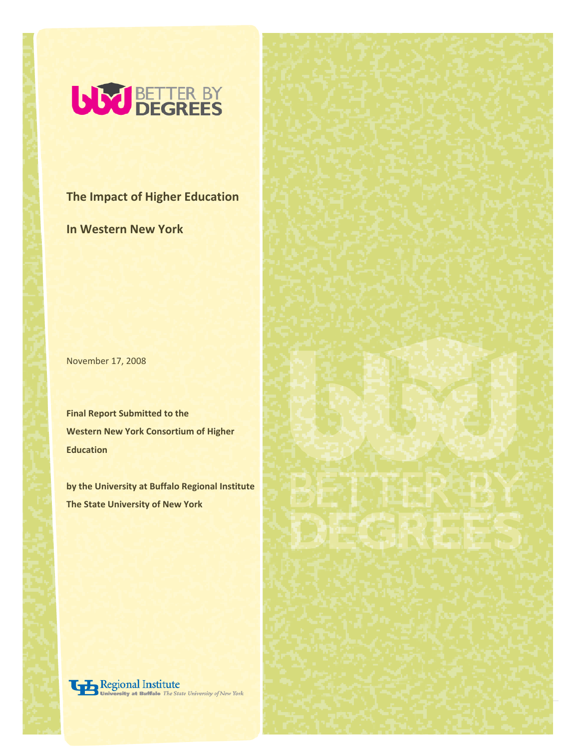BETTER BY DEGREES

# The Impact of Higher Education

# In Western New York

November 17, 2008

**Final Report Submitted to the Western New York Consortium of Higher Education**

**by the University at Buffalo Regional Institute The State University of New York**

Regional Institute
University at Buffalo *The State University of New York*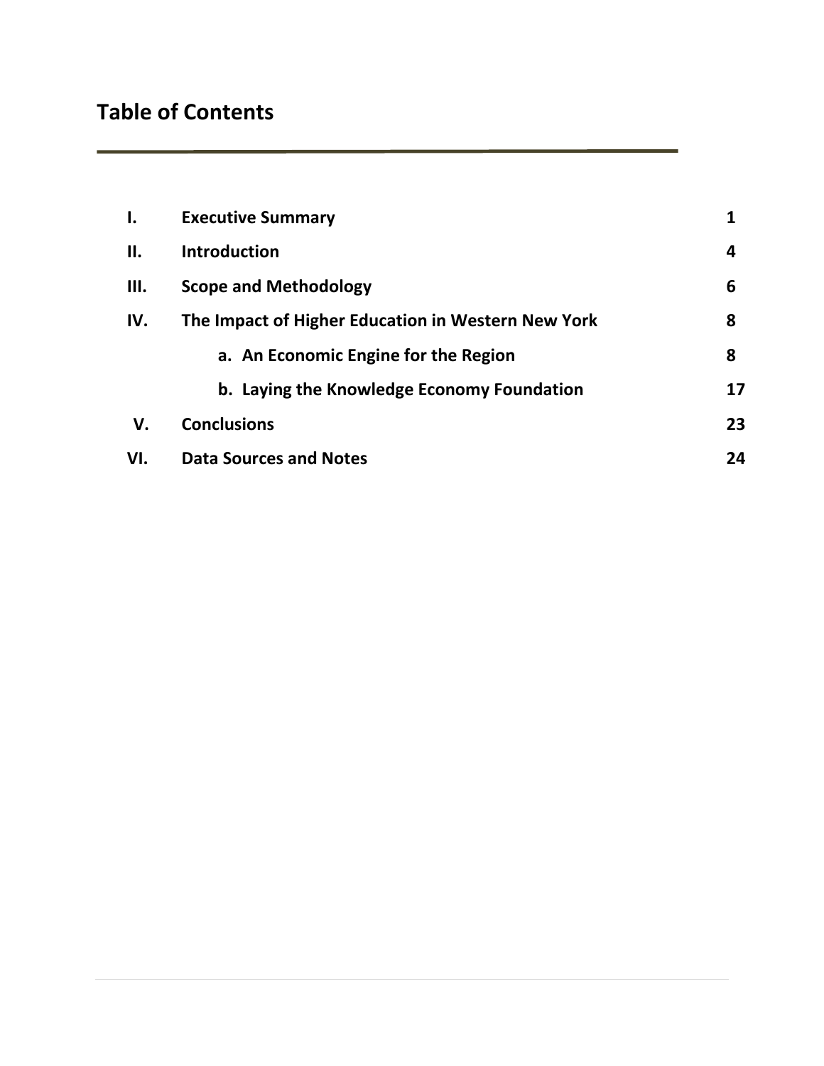# Table of Contents

| | | |
|---|---|---|
| **I.** | **Executive Summary** | **1** |
| **II.** | **Introduction** | **4** |
| **III.** | **Scope and Methodology** | **6** |
| **IV.** | **The Impact of Higher Education in Western New York** | **8** |
| | **a. An Economic Engine for the Region** | **8** |
| | **b. Laying the Knowledge Economy Foundation** | **17** |
| **V.** | **Conclusions** | **23** |
| **VI.** | **Data Sources and Notes** | **24** |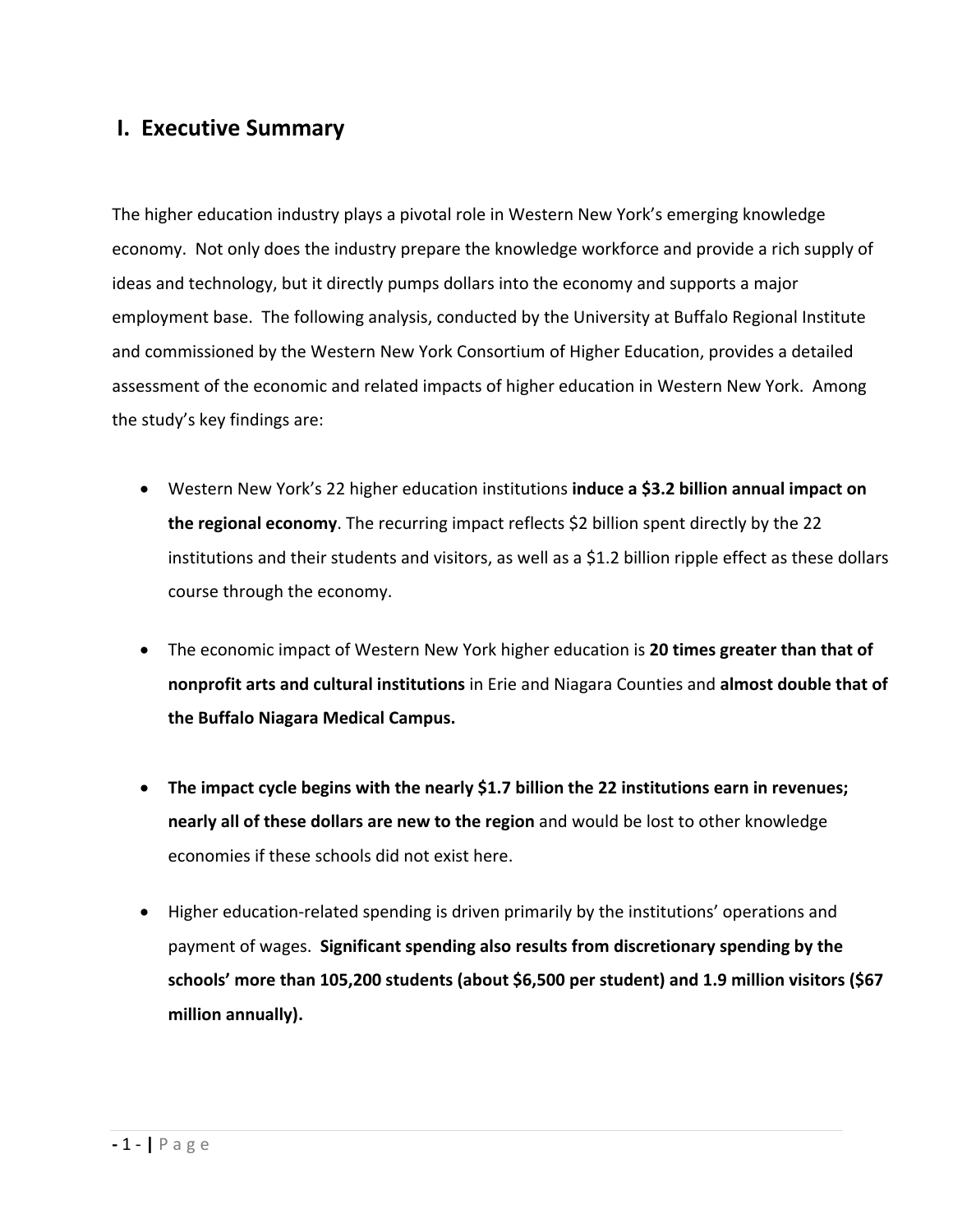## I. Executive Summary

The higher education industry plays a pivotal role in Western New York's emerging knowledge economy. Not only does the industry prepare the knowledge workforce and provide a rich supply of ideas and technology, but it directly pumps dollars into the economy and supports a major employment base. The following analysis, conducted by the University at Buffalo Regional Institute and commissioned by the Western New York Consortium of Higher Education, provides a detailed assessment of the economic and related impacts of higher education in Western New York. Among the study's key findings are:

- Western New York's 22 higher education institutions **induce a $3.2 billion annual impact on the regional economy**. The recurring impact reflects $2 billion spent directly by the 22 institutions and their students and visitors, as well as a $1.2 billion ripple effect as these dollars course through the economy.

- The economic impact of Western New York higher education is **20 times greater than that of nonprofit arts and cultural institutions** in Erie and Niagara Counties and **almost double that of the Buffalo Niagara Medical Campus.**

- **The impact cycle begins with the nearly $1.7 billion the 22 institutions earn in revenues; nearly all of these dollars are new to the region** and would be lost to other knowledge economies if these schools did not exist here.

- Higher education-related spending is driven primarily by the institutions' operations and payment of wages. **Significant spending also results from discretionary spending by the schools' more than 105,200 students (about $6,500 per student) and 1.9 million visitors ($67 million annually).**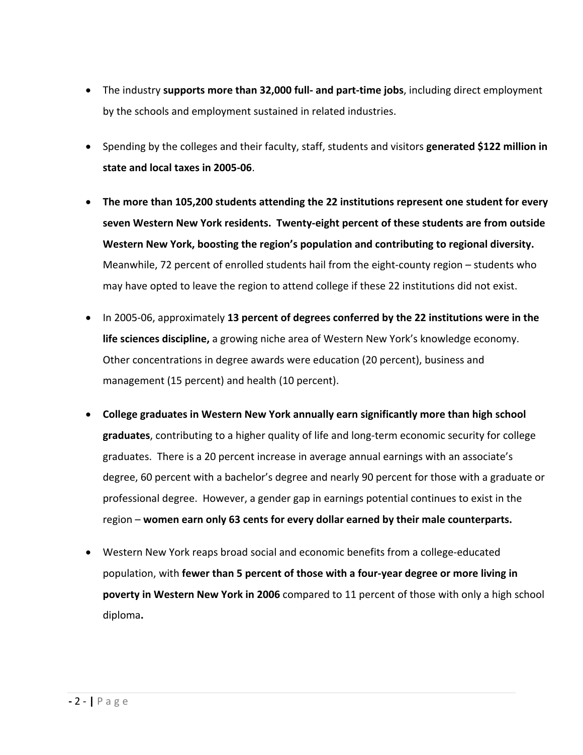- The industry **supports more than 32,000 full- and part-time jobs**, including direct employment by the schools and employment sustained in related industries.

- Spending by the colleges and their faculty, staff, students and visitors **generated $122 million in state and local taxes in 2005-06**.

- **The more than 105,200 students attending the 22 institutions represent one student for every seven Western New York residents. Twenty-eight percent of these students are from outside Western New York, boosting the region's population and contributing to regional diversity.** Meanwhile, 72 percent of enrolled students hail from the eight-county region – students who may have opted to leave the region to attend college if these 22 institutions did not exist.

- In 2005-06, approximately **13 percent of degrees conferred by the 22 institutions were in the life sciences discipline,** a growing niche area of Western New York's knowledge economy. Other concentrations in degree awards were education (20 percent), business and management (15 percent) and health (10 percent).

- **College graduates in Western New York annually earn significantly more than high school graduates**, contributing to a higher quality of life and long-term economic security for college graduates. There is a 20 percent increase in average annual earnings with an associate's degree, 60 percent with a bachelor's degree and nearly 90 percent for those with a graduate or professional degree. However, a gender gap in earnings potential continues to exist in the region – **women earn only 63 cents for every dollar earned by their male counterparts.**

- Western New York reaps broad social and economic benefits from a college-educated population, with **fewer than 5 percent of those with a four-year degree or more living in poverty in Western New York in 2006** compared to 11 percent of those with only a high school diploma**.**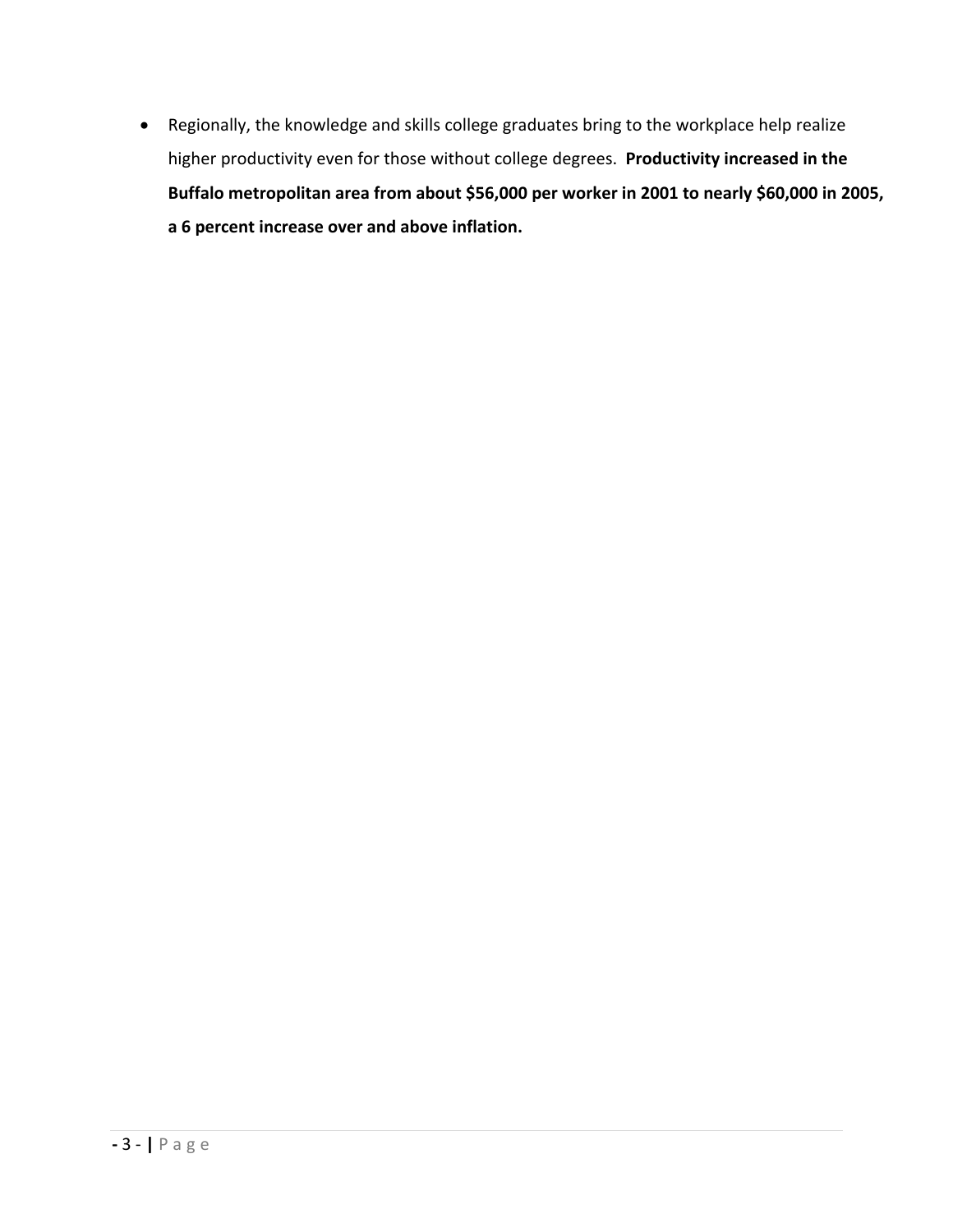- Regionally, the knowledge and skills college graduates bring to the workplace help realize higher productivity even for those without college degrees. **Productivity increased in the Buffalo metropolitan area from about $56,000 per worker in 2001 to nearly $60,000 in 2005, a 6 percent increase over and above inflation.**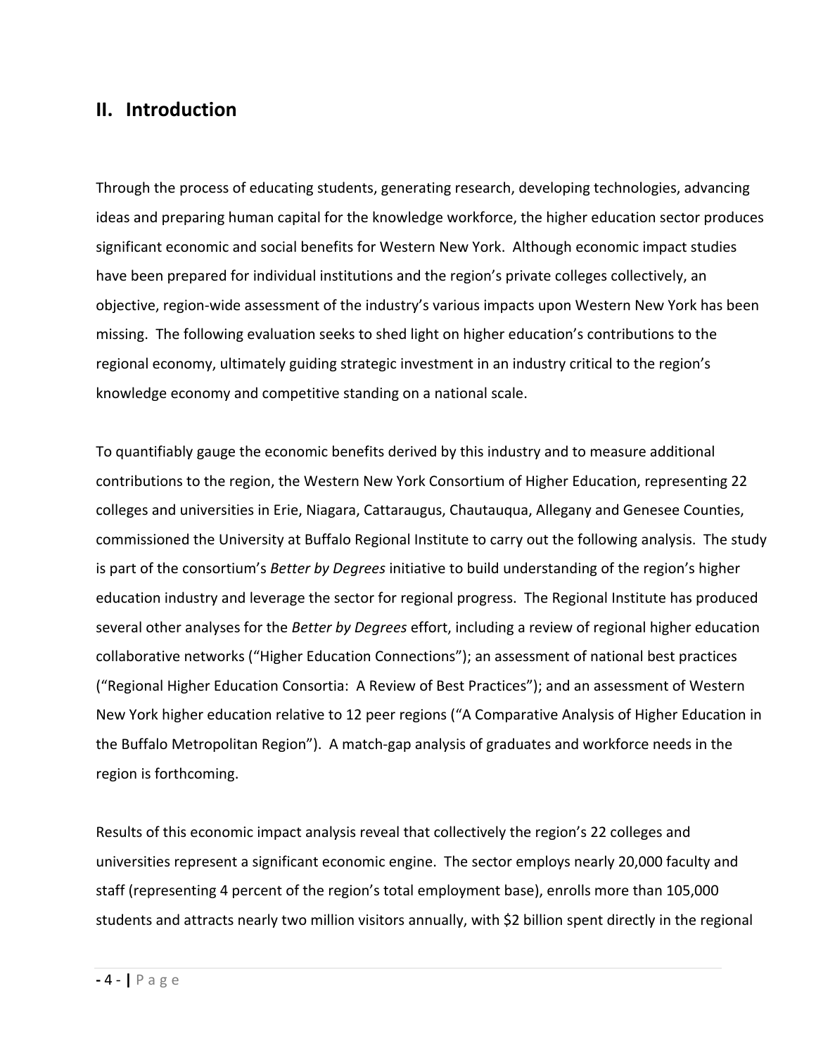## II. Introduction

Through the process of educating students, generating research, developing technologies, advancing ideas and preparing human capital for the knowledge workforce, the higher education sector produces significant economic and social benefits for Western New York. Although economic impact studies have been prepared for individual institutions and the region's private colleges collectively, an objective, region-wide assessment of the industry's various impacts upon Western New York has been missing. The following evaluation seeks to shed light on higher education's contributions to the regional economy, ultimately guiding strategic investment in an industry critical to the region's knowledge economy and competitive standing on a national scale.

To quantifiably gauge the economic benefits derived by this industry and to measure additional contributions to the region, the Western New York Consortium of Higher Education, representing 22 colleges and universities in Erie, Niagara, Cattaraugus, Chautauqua, Allegany and Genesee Counties, commissioned the University at Buffalo Regional Institute to carry out the following analysis. The study is part of the consortium's *Better by Degrees* initiative to build understanding of the region's higher education industry and leverage the sector for regional progress. The Regional Institute has produced several other analyses for the *Better by Degrees* effort, including a review of regional higher education collaborative networks ("Higher Education Connections"); an assessment of national best practices ("Regional Higher Education Consortia: A Review of Best Practices"); and an assessment of Western New York higher education relative to 12 peer regions ("A Comparative Analysis of Higher Education in the Buffalo Metropolitan Region"). A match-gap analysis of graduates and workforce needs in the region is forthcoming.

Results of this economic impact analysis reveal that collectively the region's 22 colleges and universities represent a significant economic engine. The sector employs nearly 20,000 faculty and staff (representing 4 percent of the region's total employment base), enrolls more than 105,000 students and attracts nearly two million visitors annually, with $2 billion spent directly in the regional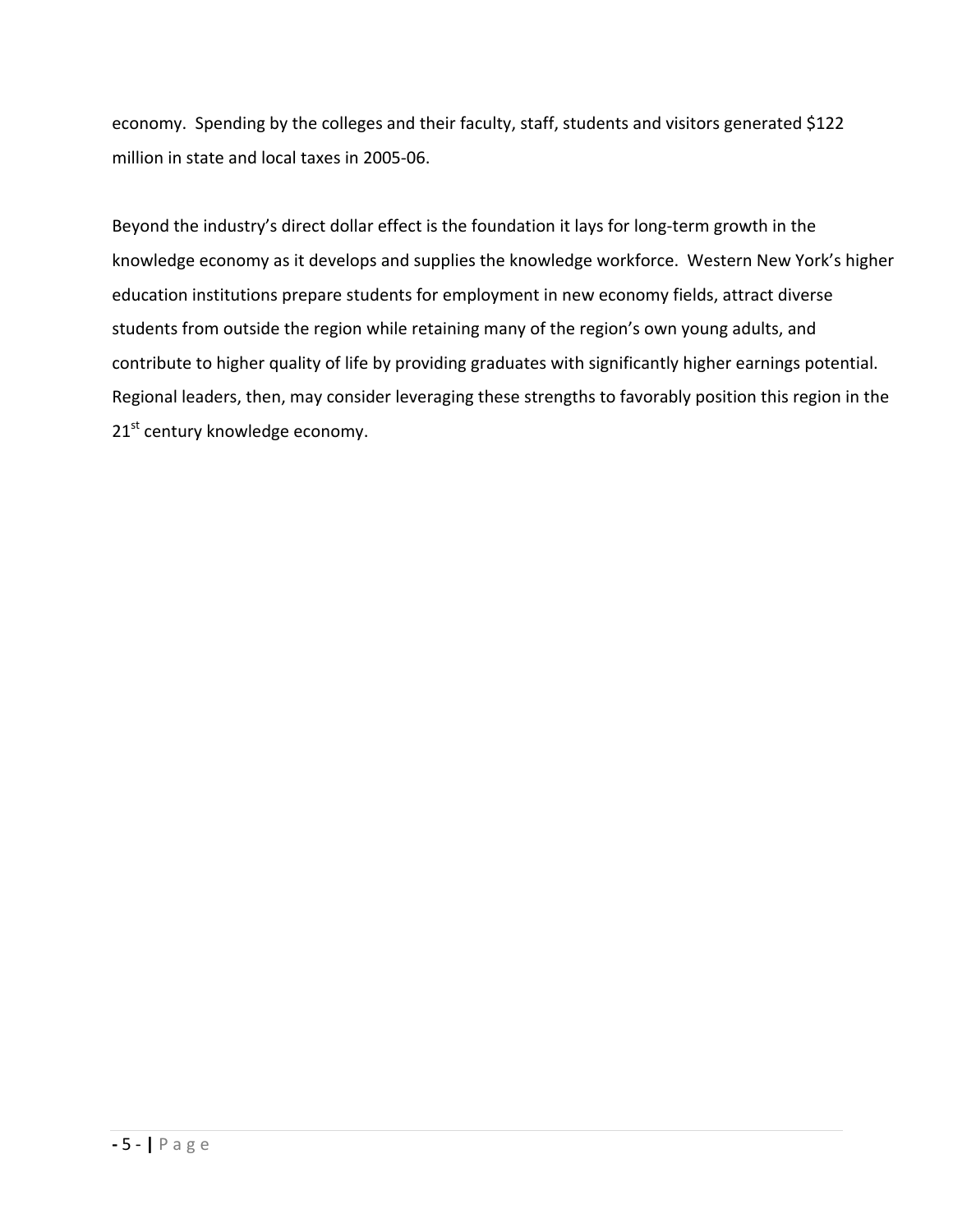economy. Spending by the colleges and their faculty, staff, students and visitors generated $122 million in state and local taxes in 2005-06.

Beyond the industry's direct dollar effect is the foundation it lays for long-term growth in the knowledge economy as it develops and supplies the knowledge workforce. Western New York's higher education institutions prepare students for employment in new economy fields, attract diverse students from outside the region while retaining many of the region's own young adults, and contribute to higher quality of life by providing graduates with significantly higher earnings potential. Regional leaders, then, may consider leveraging these strengths to favorably position this region in the 21st century knowledge economy.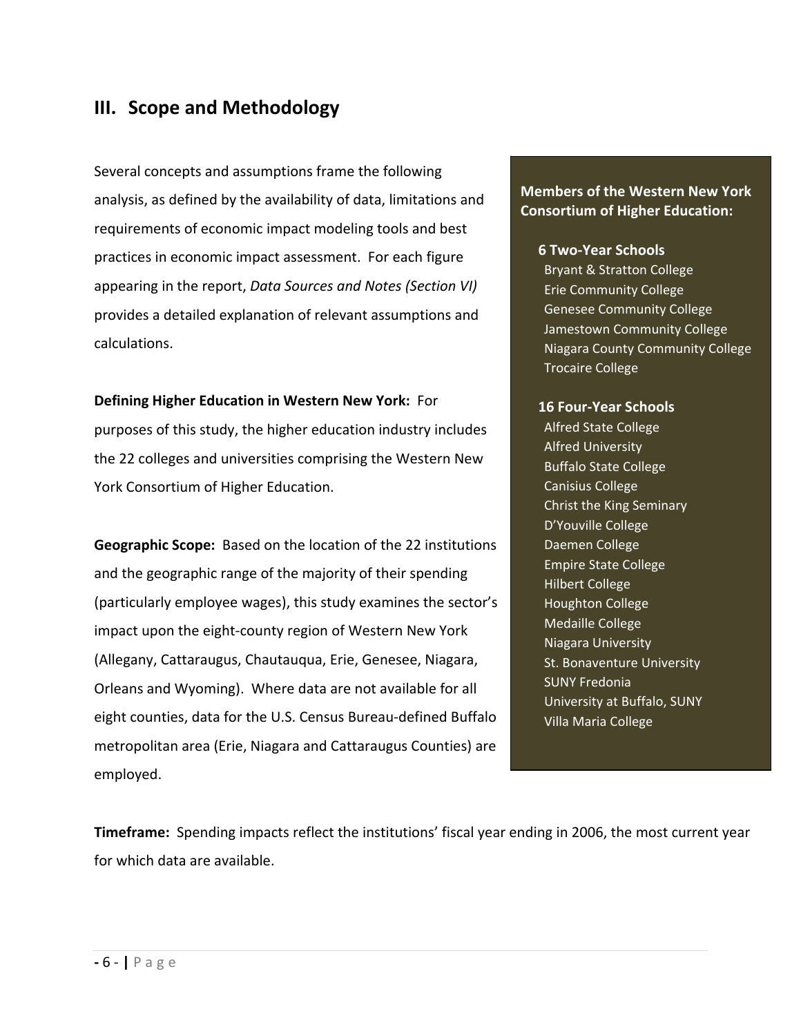## III. Scope and Methodology

Several concepts and assumptions frame the following analysis, as defined by the availability of data, limitations and requirements of economic impact modeling tools and best practices in economic impact assessment. For each figure appearing in the report, *Data Sources and Notes (Section VI)* provides a detailed explanation of relevant assumptions and calculations.

**Members of the Western New York Consortium of Higher Education:**

**6 Two-Year Schools**

- Bryant & Stratton College
- Erie Community College
- Genesee Community College
- Jamestown Community College
- Niagara County Community College
- Trocaire College

**16 Four-Year Schools**

- Alfred State College
- Alfred University
- Buffalo State College
- Canisius College
- Christ the King Seminary
- D'Youville College
- Daemen College
- Empire State College
- Hilbert College
- Houghton College
- Medaille College
- Niagara University
- St. Bonaventure University
- SUNY Fredonia
- University at Buffalo, SUNY
- Villa Maria College

**Defining Higher Education in Western New York:** For purposes of this study, the higher education industry includes the 22 colleges and universities comprising the Western New York Consortium of Higher Education.

**Geographic Scope:** Based on the location of the 22 institutions and the geographic range of the majority of their spending (particularly employee wages), this study examines the sector's impact upon the eight-county region of Western New York (Allegany, Cattaraugus, Chautauqua, Erie, Genesee, Niagara, Orleans and Wyoming). Where data are not available for all eight counties, data for the U.S. Census Bureau-defined Buffalo metropolitan area (Erie, Niagara and Cattaraugus Counties) are employed.

**Timeframe:** Spending impacts reflect the institutions' fiscal year ending in 2006, the most current year for which data are available.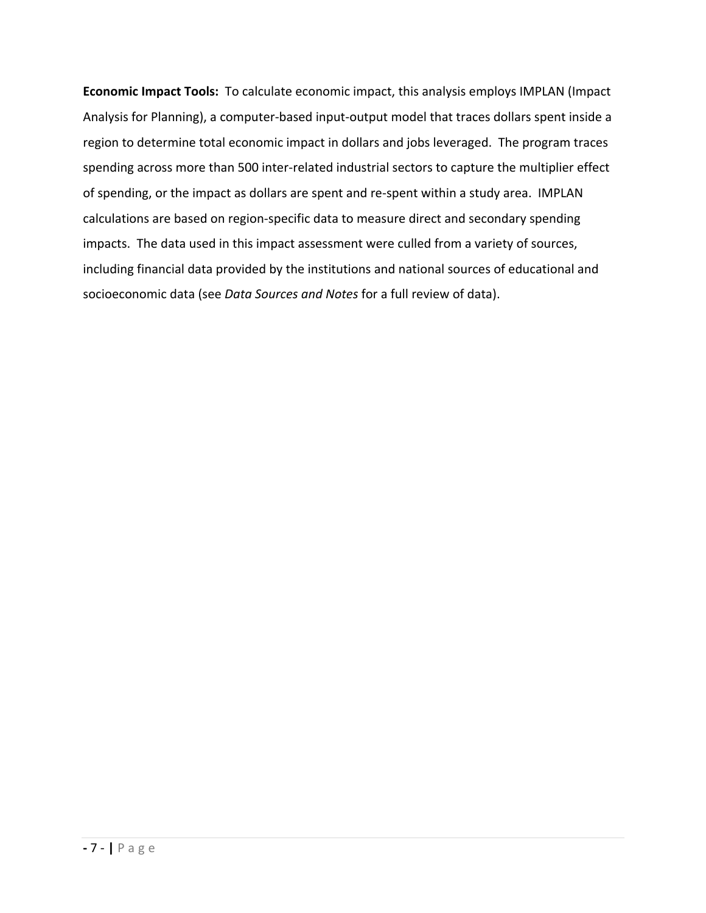**Economic Impact Tools:** To calculate economic impact, this analysis employs IMPLAN (Impact Analysis for Planning), a computer-based input-output model that traces dollars spent inside a region to determine total economic impact in dollars and jobs leveraged. The program traces spending across more than 500 inter-related industrial sectors to capture the multiplier effect of spending, or the impact as dollars are spent and re-spent within a study area. IMPLAN calculations are based on region-specific data to measure direct and secondary spending impacts. The data used in this impact assessment were culled from a variety of sources, including financial data provided by the institutions and national sources of educational and socioeconomic data (see *Data Sources and Notes* for a full review of data).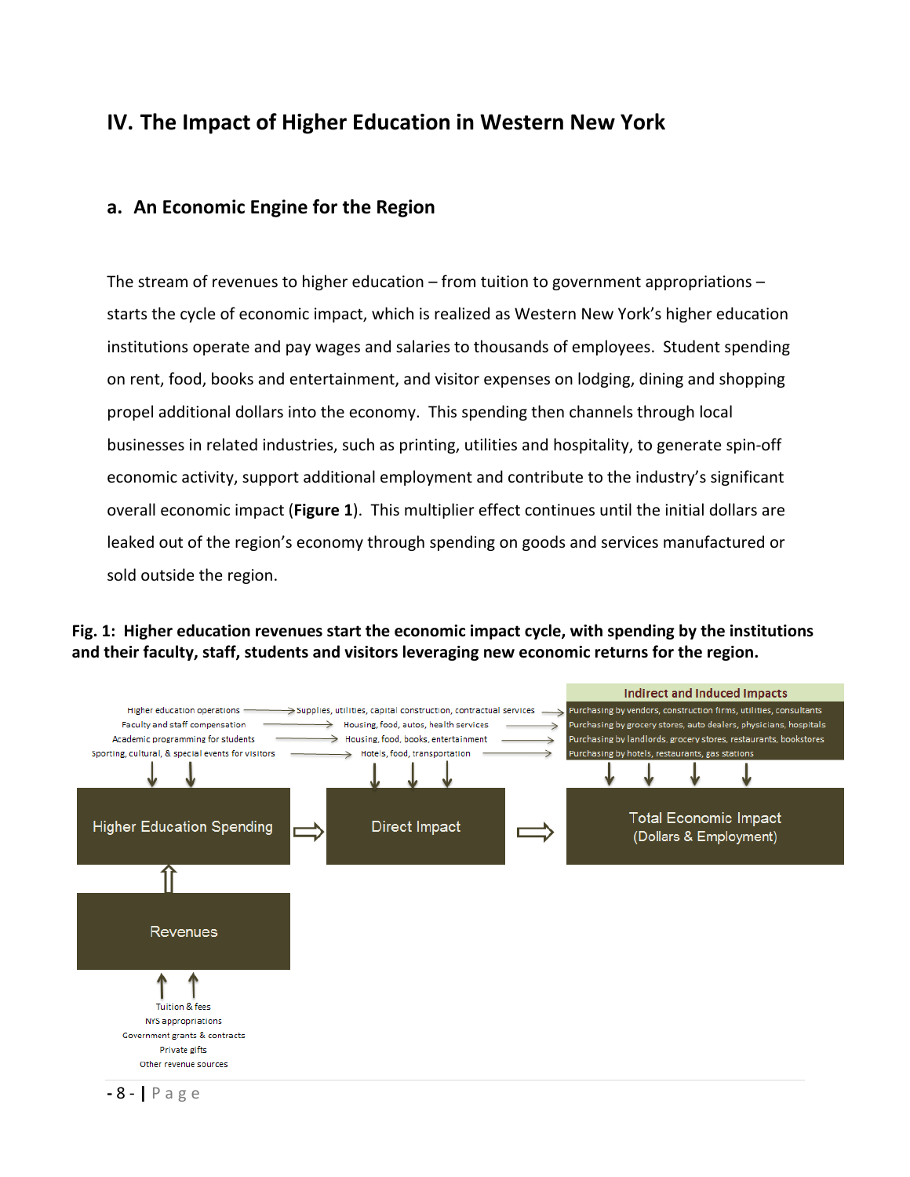## IV. The Impact of Higher Education in Western New York

### a. An Economic Engine for the Region

The stream of revenues to higher education – from tuition to government appropriations – starts the cycle of economic impact, which is realized as Western New York's higher education institutions operate and pay wages and salaries to thousands of employees. Student spending on rent, food, books and entertainment, and visitor expenses on lodging, dining and shopping propel additional dollars into the economy. This spending then channels through local businesses in related industries, such as printing, utilities and hospitality, to generate spin-off economic activity, support additional employment and contribute to the industry's significant overall economic impact (**Figure 1**). This multiplier effect continues until the initial dollars are leaked out of the region's economy through spending on goods and services manufactured or sold outside the region.

**Fig. 1: Higher education revenues start the economic impact cycle, with spending by the institutions and their faculty, staff, students and visitors leveraging new economic returns for the region.**

| Higher Education Spending | Direct Impact | Indirect and Induced Impacts |
| --- | --- | --- |
| Higher education operations | Supplies, utilities, capital construction, contractual services | Purchasing by vendors, construction firms, utilities, consultants |
| Faculty and staff compensation | Housing, food, autos, health services | Purchasing by grocery stores, auto dealers, physicians, hospitals |
| Academic programming for students | Housing, food, books, entertainment | Purchasing by landlords, grocery stores, restaurants, bookstores |
| Sporting, cultural, & special events for visitors | Hotels, food, transportation | Purchasing by hotels, restaurants, gas stations |

Revenues → Higher Education Spending → Direct Impact → Total Economic Impact (Dollars & Employment)

Revenues:
- Tuition & fees
- NYS appropriations
- Government grants & contracts
- Private gifts
- Other revenue sources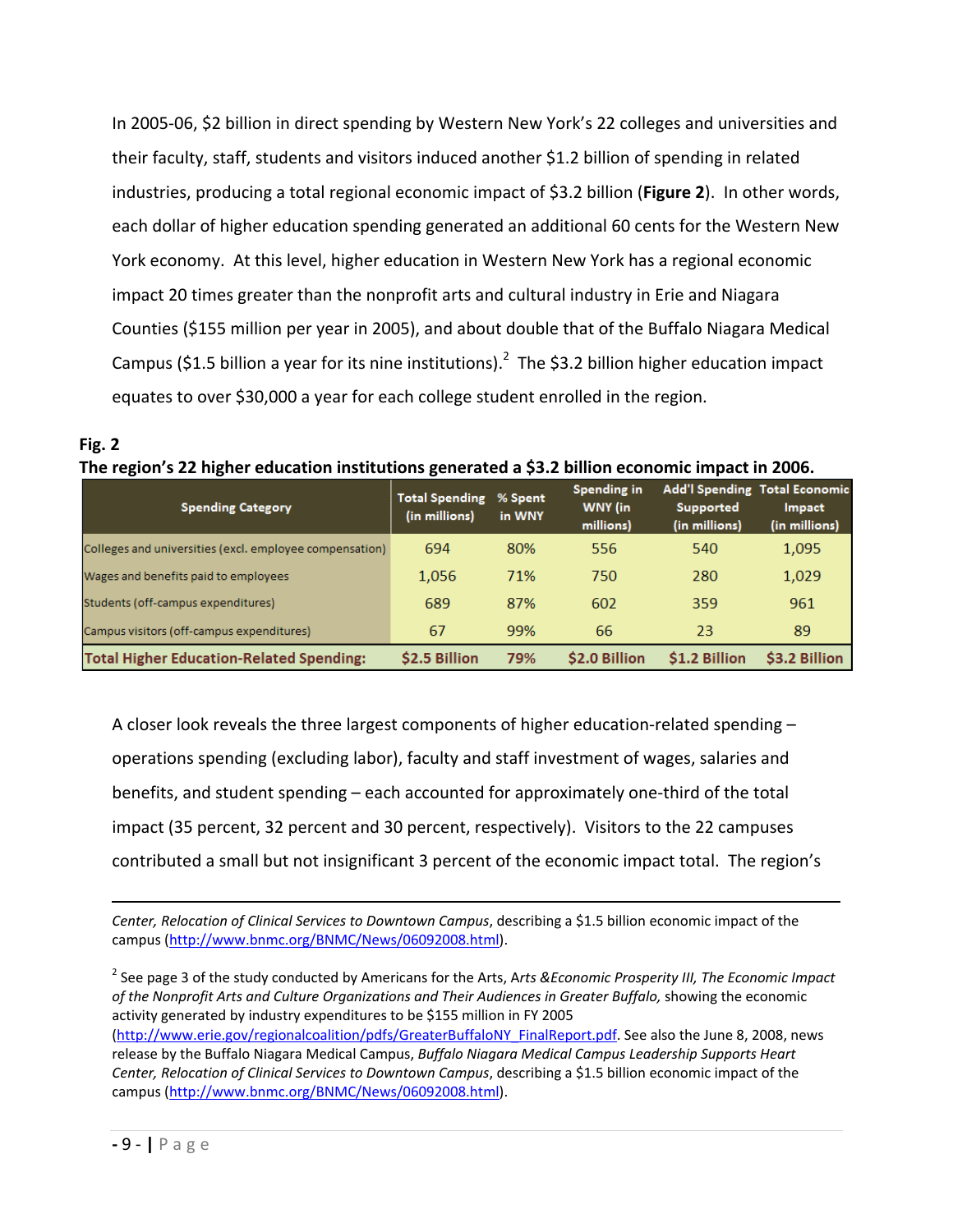In 2005-06, $2 billion in direct spending by Western New York's 22 colleges and universities and their faculty, staff, students and visitors induced another $1.2 billion of spending in related industries, producing a total regional economic impact of $3.2 billion (**Figure 2**). In other words, each dollar of higher education spending generated an additional 60 cents for the Western New York economy. At this level, higher education in Western New York has a regional economic impact 20 times greater than the nonprofit arts and cultural industry in Erie and Niagara Counties ($155 million per year in 2005), and about double that of the Buffalo Niagara Medical Campus ($1.5 billion a year for its nine institutions).[2] The $3.2 billion higher education impact equates to over $30,000 a year for each college student enrolled in the region.

**Fig. 2**
**The region's 22 higher education institutions generated a $3.2 billion economic impact in 2006.**

| Spending Category | Total Spending (in millions) | % Spent in WNY | Spending in WNY (in millions) | Add'l Spending Supported (in millions) | Total Economic Impact (in millions) |
|---|---|---|---|---|---|
| Colleges and universities (excl. employee compensation) | 694 | 80% | 556 | 540 | 1,095 |
| Wages and benefits paid to employees | 1,056 | 71% | 750 | 280 | 1,029 |
| Students (off-campus expenditures) | 689 | 87% | 602 | 359 | 961 |
| Campus visitors (off-campus expenditures) | 67 | 99% | 66 | 23 | 89 |
| **Total Higher Education-Related Spending:** | **$2.5 Billion** | **79%** | **$2.0 Billion** | **$1.2 Billion** | **$3.2 Billion** |

A closer look reveals the three largest components of higher education-related spending – operations spending (excluding labor), faculty and staff investment of wages, salaries and benefits, and student spending – each accounted for approximately one-third of the total impact (35 percent, 32 percent and 30 percent, respectively). Visitors to the 22 campuses contributed a small but not insignificant 3 percent of the economic impact total. The region's

---

*Center, Relocation of Clinical Services to Downtown Campus*, describing a $1.5 billion economic impact of the campus (http://www.bnmc.org/BNMC/News/06092008.html).

[2] See page 3 of the study conducted by Americans for the Arts, *Arts &Economic Prosperity III, The Economic Impact of the Nonprofit Arts and Culture Organizations and Their Audiences in Greater Buffalo,* showing the economic activity generated by industry expenditures to be $155 million in FY 2005 (http://www.erie.gov/regionalcoalition/pdfs/GreaterBuffaloNY_FinalReport.pdf. See also the June 8, 2008, news release by the Buffalo Niagara Medical Campus, *Buffalo Niagara Medical Campus Leadership Supports Heart Center, Relocation of Clinical Services to Downtown Campus*, describing a $1.5 billion economic impact of the campus (http://www.bnmc.org/BNMC/News/06092008.html).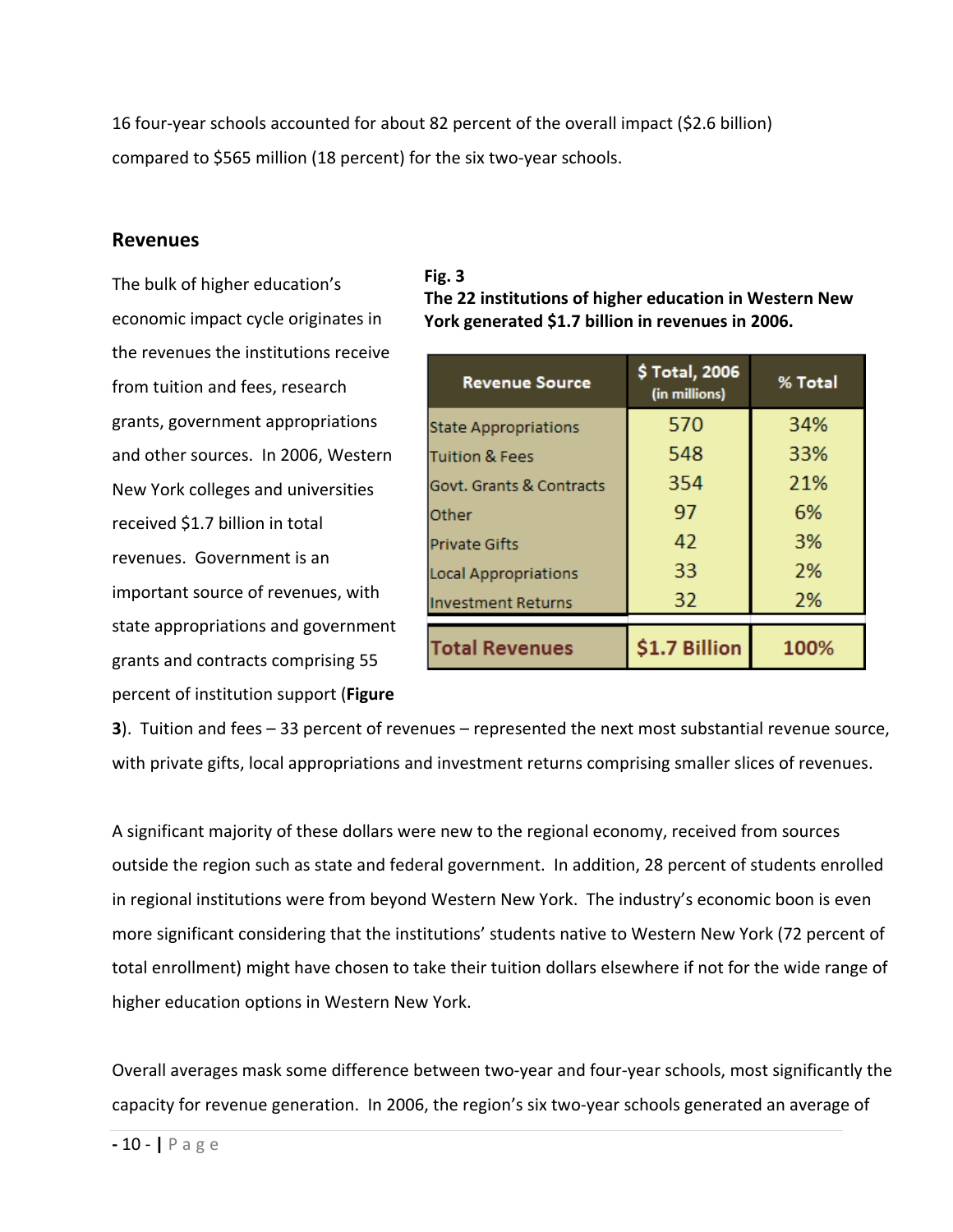16 four-year schools accounted for about 82 percent of the overall impact ($2.6 billion) compared to $565 million (18 percent) for the six two-year schools.

## Revenues

The bulk of higher education's economic impact cycle originates in the revenues the institutions receive from tuition and fees, research grants, government appropriations and other sources. In 2006, Western New York colleges and universities received $1.7 billion in total revenues. Government is an important source of revenues, with state appropriations and government grants and contracts comprising 55 percent of institution support (**Figure 3**). Tuition and fees – 33 percent of revenues – represented the next most substantial revenue source, with private gifts, local appropriations and investment returns comprising smaller slices of revenues.

**Fig. 3**
**The 22 institutions of higher education in Western New York generated $1.7 billion in revenues in 2006.**

| Revenue Source | $ Total, 2006 (in millions) | % Total |
|---|---|---|
| State Appropriations | 570 | 34% |
| Tuition & Fees | 548 | 33% |
| Govt. Grants & Contracts | 354 | 21% |
| Other | 97 | 6% |
| Private Gifts | 42 | 3% |
| Local Appropriations | 33 | 2% |
| Investment Returns | 32 | 2% |
| **Total Revenues** | **$1.7 Billion** | **100%** |

A significant majority of these dollars were new to the regional economy, received from sources outside the region such as state and federal government. In addition, 28 percent of students enrolled in regional institutions were from beyond Western New York. The industry's economic boon is even more significant considering that the institutions' students native to Western New York (72 percent of total enrollment) might have chosen to take their tuition dollars elsewhere if not for the wide range of higher education options in Western New York.

Overall averages mask some difference between two-year and four-year schools, most significantly the capacity for revenue generation. In 2006, the region's six two-year schools generated an average of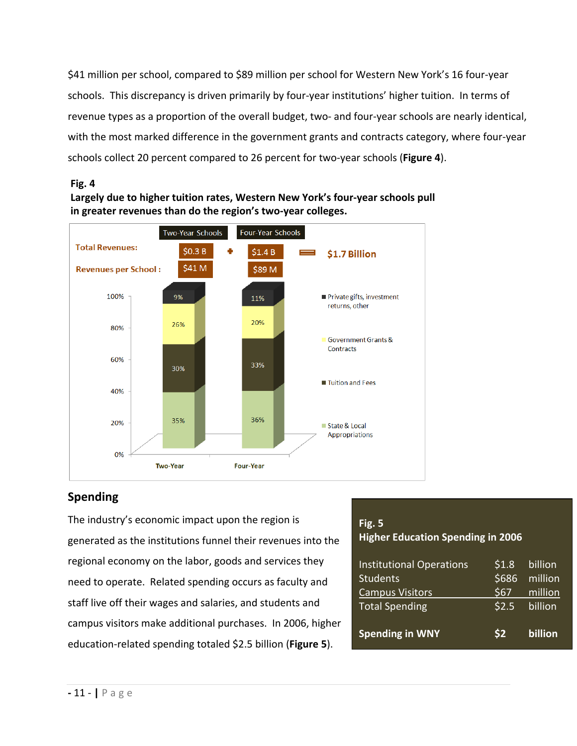$41 million per school, compared to $89 million per school for Western New York's 16 four-year schools. This discrepancy is driven primarily by four-year institutions' higher tuition. In terms of revenue types as a proportion of the overall budget, two- and four-year schools are nearly identical, with the most marked difference in the government grants and contracts category, where four-year schools collect 20 percent compared to 26 percent for two-year schools (**Figure 4**).

**Fig. 4**
**Largely due to higher tuition rates, Western New York's four-year schools pull in greater revenues than do the region's two-year colleges.**

| | Two-Year Schools | | Four-Year Schools | | |
|---|---|---|---|---|---|
| Total Revenues: | $0.3 B | + | $1.4 B | = | $1.7 Billion |
| Revenues per School: | $41 M | | $89 M | | |

| | Two-Year | Four-Year |
|---|---|---|
| Private gifts, investment returns, other | 9% | 11% |
| Government Grants & Contracts | 26% | 20% |
| Tuition and Fees | 30% | 33% |
| State & Local Appropriations | 35% | 36% |

## Spending

The industry's economic impact upon the region is generated as the institutions funnel their revenues into the regional economy on the labor, goods and services they need to operate. Related spending occurs as faculty and staff live off their wages and salaries, and students and campus visitors make additional purchases. In 2006, higher education-related spending totaled $2.5 billion (**Figure 5**).

**Fig. 5**
**Higher Education Spending in 2006**

| | | |
|---|---|---|
| Institutional Operations | $1.8 | billion |
| Students | $686 | million |
| Campus Visitors | $67 | million |
| Total Spending | $2.5 | billion |
| **Spending in WNY** | **$2** | **billion** |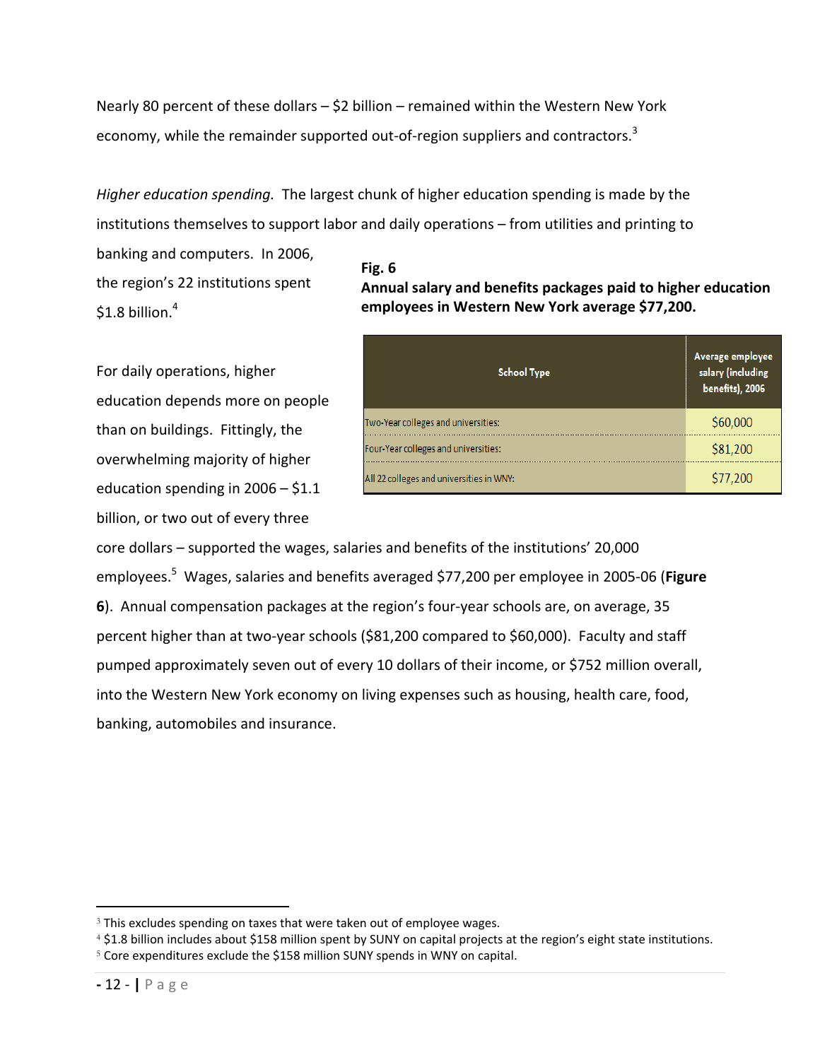Nearly 80 percent of these dollars – $2 billion – remained within the Western New York economy, while the remainder supported out-of-region suppliers and contractors.[3]

*Higher education spending.* The largest chunk of higher education spending is made by the institutions themselves to support labor and daily operations – from utilities and printing to banking and computers. In 2006, the region's 22 institutions spent $1.8 billion.[4]

For daily operations, higher education depends more on people than on buildings. Fittingly, the overwhelming majority of higher education spending in 2006 – $1.1 billion, or two out of every three core dollars – supported the wages, salaries and benefits of the institutions' 20,000 employees.[5] Wages, salaries and benefits averaged $77,200 per employee in 2005-06 (**Figure 6**). Annual compensation packages at the region's four-year schools are, on average, 35 percent higher than at two-year schools ($81,200 compared to $60,000). Faculty and staff pumped approximately seven out of every 10 dollars of their income, or $752 million overall, into the Western New York economy on living expenses such as housing, health care, food, banking, automobiles and insurance.

**Fig. 6**
**Annual salary and benefits packages paid to higher education employees in Western New York average $77,200.**

| School Type | Average employee salary (including benefits), 2006 |
|---|---|
| Two-Year colleges and universities: | $60,000 |
| Four-Year colleges and universities: | $81,200 |
| All 22 colleges and universities in WNY: | $77,200 |

[3] This excludes spending on taxes that were taken out of employee wages.
[4] $1.8 billion includes about $158 million spent by SUNY on capital projects at the region's eight state institutions.
[5] Core expenditures exclude the $158 million SUNY spends in WNY on capital.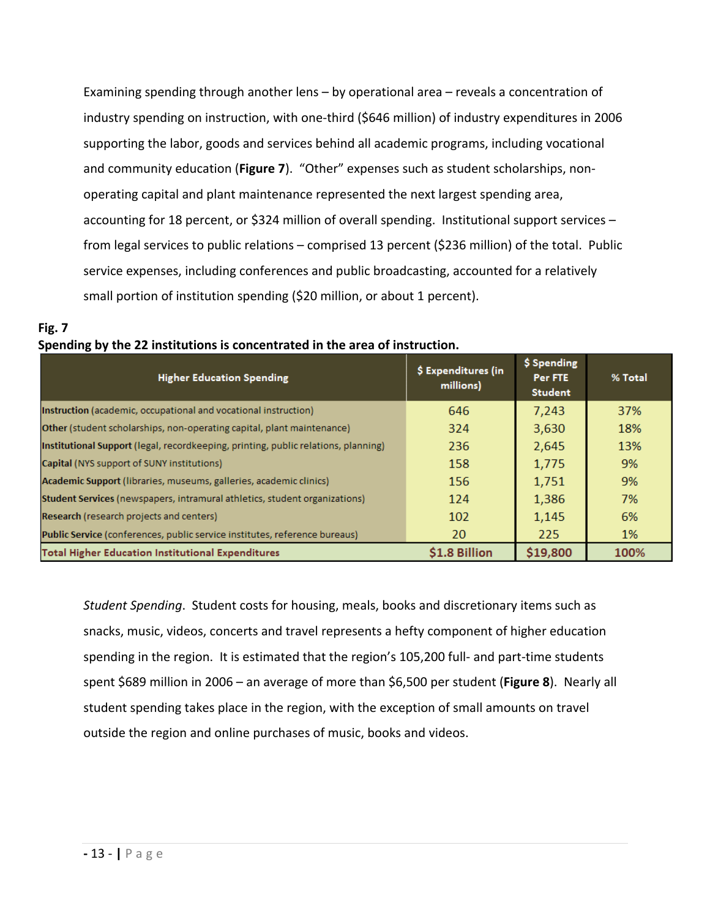Examining spending through another lens – by operational area – reveals a concentration of industry spending on instruction, with one-third ($646 million) of industry expenditures in 2006 supporting the labor, goods and services behind all academic programs, including vocational and community education (**Figure 7**). "Other" expenses such as student scholarships, non-operating capital and plant maintenance represented the next largest spending area, accounting for 18 percent, or $324 million of overall spending. Institutional support services – from legal services to public relations – comprised 13 percent ($236 million) of the total. Public service expenses, including conferences and public broadcasting, accounted for a relatively small portion of institution spending ($20 million, or about 1 percent).

**Fig. 7**
**Spending by the 22 institutions is concentrated in the area of instruction.**

| Higher Education Spending | $ Expenditures (in millions) | $ Spending Per FTE Student | % Total |
|---|---|---|---|
| **Instruction** (academic, occupational and vocational instruction) | 646 | 7,243 | 37% |
| **Other** (student scholarships, non-operating capital, plant maintenance) | 324 | 3,630 | 18% |
| **Institutional Support** (legal, recordkeeping, printing, public relations, planning) | 236 | 2,645 | 13% |
| **Capital** (NYS support of SUNY institutions) | 158 | 1,775 | 9% |
| **Academic Support** (libraries, museums, galleries, academic clinics) | 156 | 1,751 | 9% |
| **Student Services** (newspapers, intramural athletics, student organizations) | 124 | 1,386 | 7% |
| **Research** (research projects and centers) | 102 | 1,145 | 6% |
| **Public Service** (conferences, public service institutes, reference bureaus) | 20 | 225 | 1% |
| **Total Higher Education Institutional Expenditures** | **$1.8 Billion** | **$19,800** | **100%** |

*Student Spending*. Student costs for housing, meals, books and discretionary items such as snacks, music, videos, concerts and travel represents a hefty component of higher education spending in the region. It is estimated that the region's 105,200 full- and part-time students spent $689 million in 2006 – an average of more than $6,500 per student (**Figure 8**). Nearly all student spending takes place in the region, with the exception of small amounts on travel outside the region and online purchases of music, books and videos.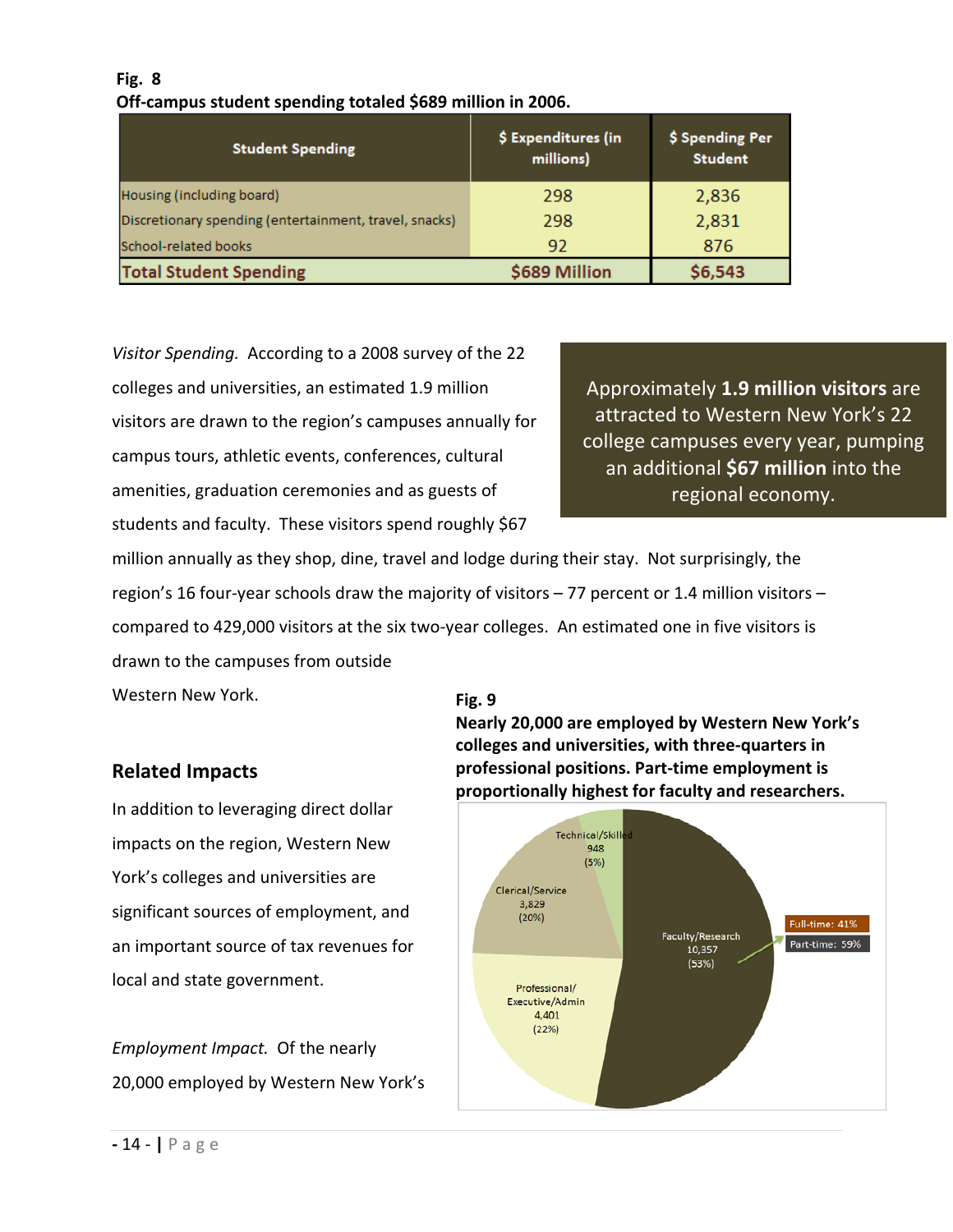**Fig. 8**
**Off-campus student spending totaled $689 million in 2006.**

| Student Spending | $ Expenditures (in millions) | $ Spending Per Student |
|---|---|---|
| Housing (including board) | 298 | 2,836 |
| Discretionary spending (entertainment, travel, snacks) | 298 | 2,831 |
| School-related books | 92 | 876 |
| **Total Student Spending** | **$689 Million** | **$6,543** |

*Visitor Spending.* According to a 2008 survey of the 22 colleges and universities, an estimated 1.9 million visitors are drawn to the region's campuses annually for campus tours, athletic events, conferences, cultural amenities, graduation ceremonies and as guests of students and faculty. These visitors spend roughly $67 million annually as they shop, dine, travel and lodge during their stay. Not surprisingly, the region's 16 four-year schools draw the majority of visitors – 77 percent or 1.4 million visitors – compared to 429,000 visitors at the six two-year colleges. An estimated one in five visitors is drawn to the campuses from outside Western New York.

> Approximately **1.9 million visitors** are attracted to Western New York's 22 college campuses every year, pumping an additional **$67 million** into the regional economy.

## Related Impacts

In addition to leveraging direct dollar impacts on the region, Western New York's colleges and universities are significant sources of employment, and an important source of tax revenues for local and state government.

*Employment Impact.* Of the nearly 20,000 employed by Western New York's

**Fig. 9**
**Nearly 20,000 are employed by Western New York's colleges and universities, with three-quarters in professional positions. Part-time employment is proportionally highest for faculty and researchers.**

| Category | Employees | Share |
|---|---|---|
| Faculty/Research | 10,357 | 53% |
| Professional/Executive/Admin | 4,401 | 22% |
| Clerical/Service | 3,829 | 20% |
| Technical/Skilled | 948 | 5% |

Faculty/Research: Full-time: 41%; Part-time: 59%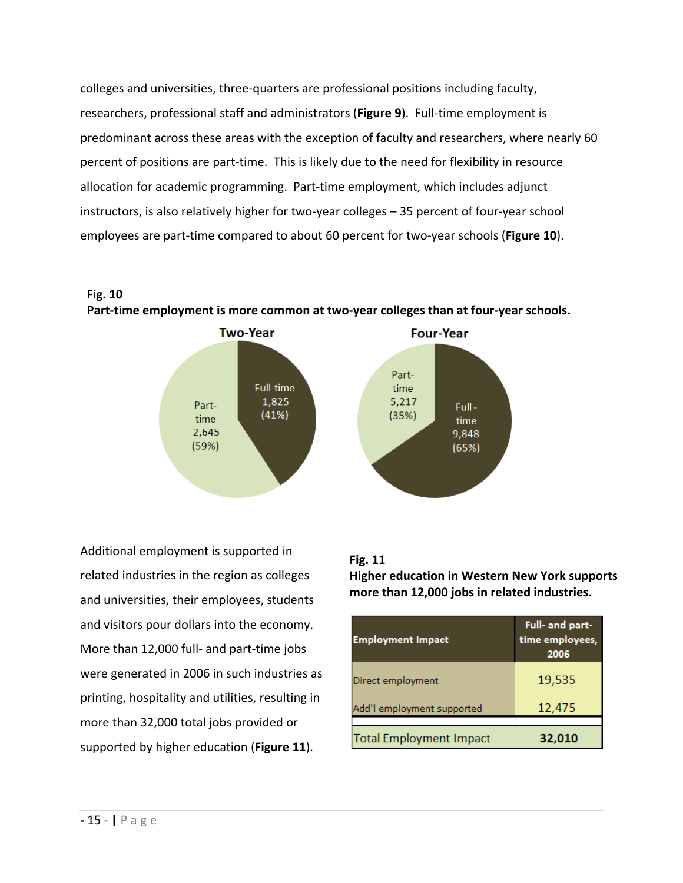colleges and universities, three-quarters are professional positions including faculty, researchers, professional staff and administrators (**Figure 9**). Full-time employment is predominant across these areas with the exception of faculty and researchers, where nearly 60 percent of positions are part-time. This is likely due to the need for flexibility in resource allocation for academic programming. Part-time employment, which includes adjunct instructors, is also relatively higher for two-year colleges – 35 percent of four-year school employees are part-time compared to about 60 percent for two-year schools (**Figure 10**).

**Fig. 10**
**Part-time employment is more common at two-year colleges than at four-year schools.**

**Two-Year**

| | Employees | Percent |
|---|---|---|
| Full-time | 1,825 | 41% |
| Part-time | 2,645 | 59% |

**Four-Year**

| | Employees | Percent |
|---|---|---|
| Full-time | 9,848 | 65% |
| Part-time | 5,217 | 35% |

Additional employment is supported in related industries in the region as colleges and universities, their employees, students and visitors pour dollars into the economy. More than 12,000 full- and part-time jobs were generated in 2006 in such industries as printing, hospitality and utilities, resulting in more than 32,000 total jobs provided or supported by higher education (**Figure 11**).

**Fig. 11**
**Higher education in Western New York supports more than 12,000 jobs in related industries.**

| Employment Impact | Full- and part-time employees, 2006 |
|---|---|
| Direct employment | 19,535 |
| Add'l employment supported | 12,475 |
| Total Employment Impact | **32,010** |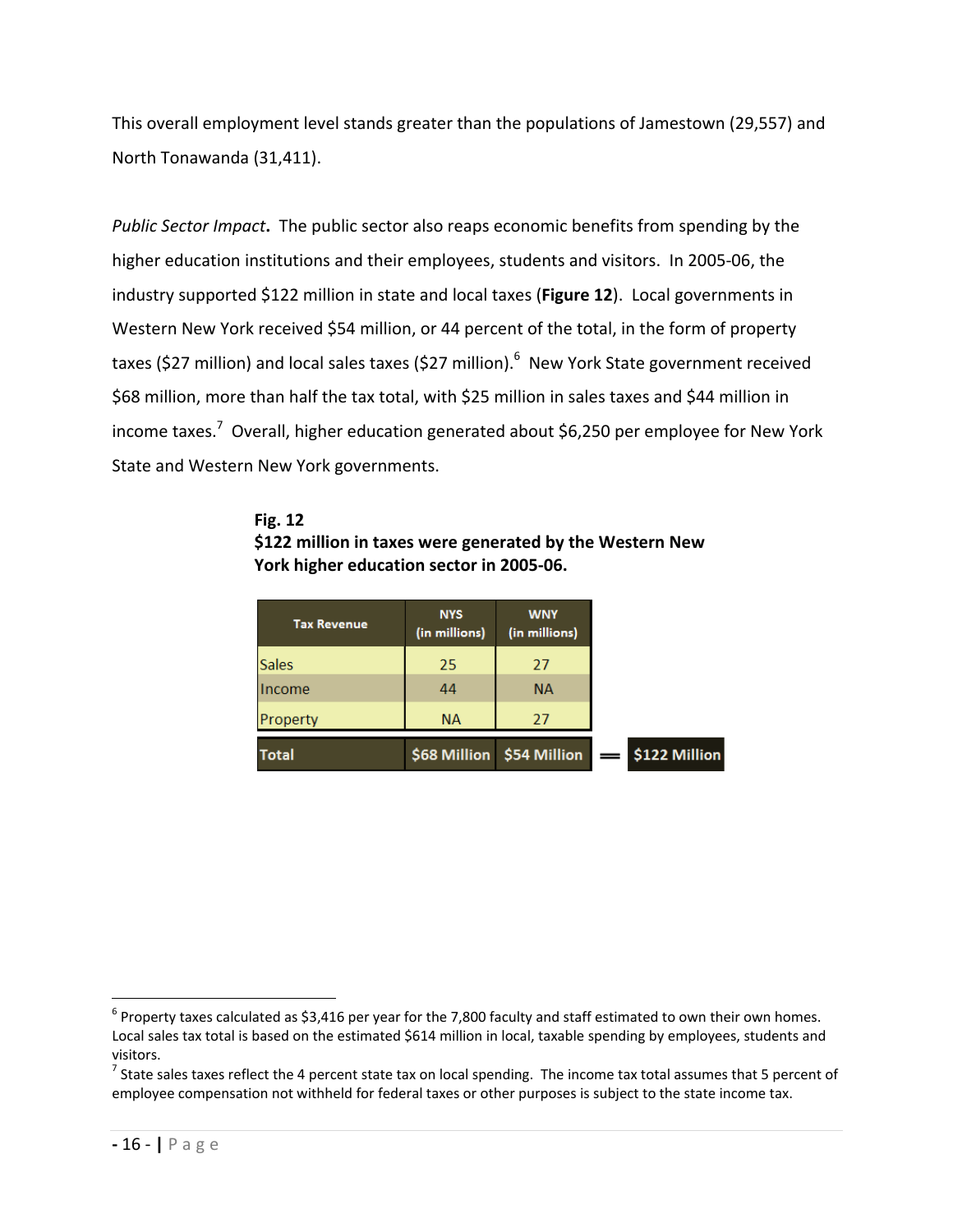This overall employment level stands greater than the populations of Jamestown (29,557) and North Tonawanda (31,411).

*Public Sector Impact***.** The public sector also reaps economic benefits from spending by the higher education institutions and their employees, students and visitors. In 2005-06, the industry supported $122 million in state and local taxes (**Figure 12**). Local governments in Western New York received $54 million, or 44 percent of the total, in the form of property taxes ($27 million) and local sales taxes ($27 million).[6] New York State government received $68 million, more than half the tax total, with $25 million in sales taxes and $44 million in income taxes.[7] Overall, higher education generated about $6,250 per employee for New York State and Western New York governments.

**Fig. 12**
**$122 million in taxes were generated by the Western New York higher education sector in 2005-06.**

| Tax Revenue | NYS (in millions) | WNY (in millions) | | |
|---|---|---|---|---|
| Sales | 25 | 27 | | |
| Income | 44 | NA | | |
| Property | NA | 27 | | |
| Total | $68 Million | $54 Million | = | $122 Million |

[6] Property taxes calculated as $3,416 per year for the 7,800 faculty and staff estimated to own their own homes. Local sales tax total is based on the estimated $614 million in local, taxable spending by employees, students and visitors.

[7] State sales taxes reflect the 4 percent state tax on local spending. The income tax total assumes that 5 percent of employee compensation not withheld for federal taxes or other purposes is subject to the state income tax.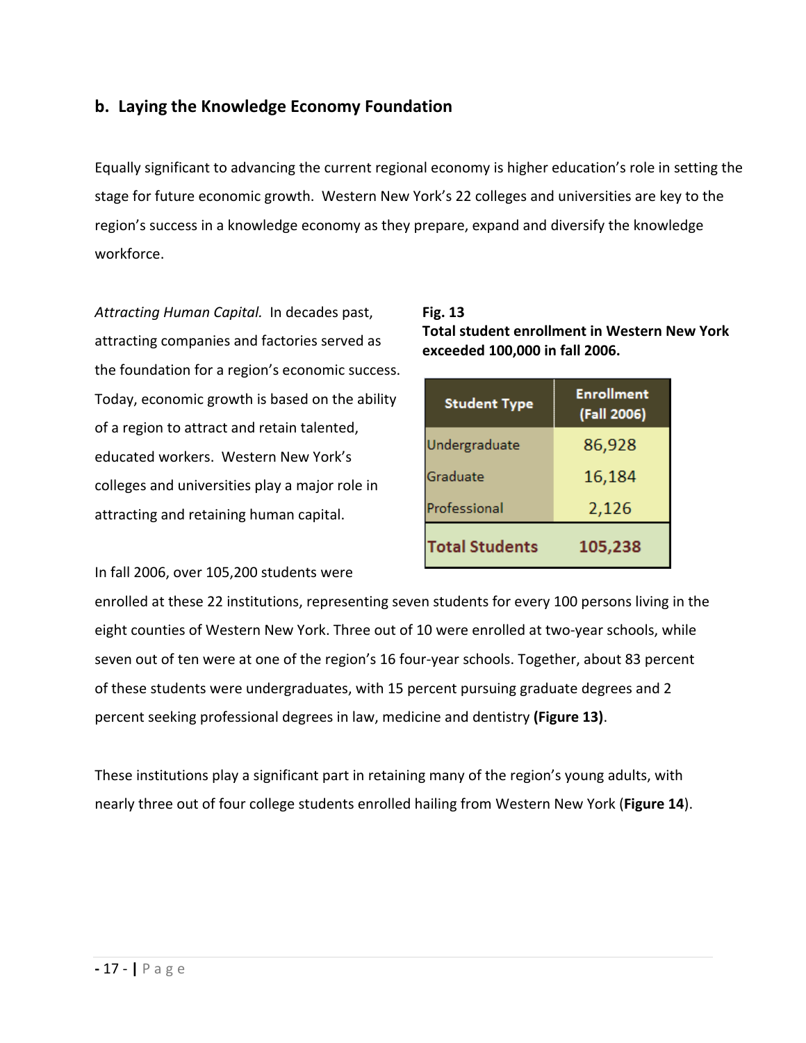## b. Laying the Knowledge Economy Foundation

Equally significant to advancing the current regional economy is higher education's role in setting the stage for future economic growth. Western New York's 22 colleges and universities are key to the region's success in a knowledge economy as they prepare, expand and diversify the knowledge workforce.

*Attracting Human Capital.* In decades past, attracting companies and factories served as the foundation for a region's economic success. Today, economic growth is based on the ability of a region to attract and retain talented, educated workers. Western New York's colleges and universities play a major role in attracting and retaining human capital.

**Fig. 13**
**Total student enrollment in Western New York exceeded 100,000 in fall 2006.**

| Student Type | Enrollment (Fall 2006) |
|---|---|
| Undergraduate | 86,928 |
| Graduate | 16,184 |
| Professional | 2,126 |
| **Total Students** | **105,238** |

In fall 2006, over 105,200 students were enrolled at these 22 institutions, representing seven students for every 100 persons living in the eight counties of Western New York. Three out of 10 were enrolled at two-year schools, while seven out of ten were at one of the region's 16 four-year schools. Together, about 83 percent of these students were undergraduates, with 15 percent pursuing graduate degrees and 2 percent seeking professional degrees in law, medicine and dentistry **(Figure 13)**.

These institutions play a significant part in retaining many of the region's young adults, with nearly three out of four college students enrolled hailing from Western New York (**Figure 14**).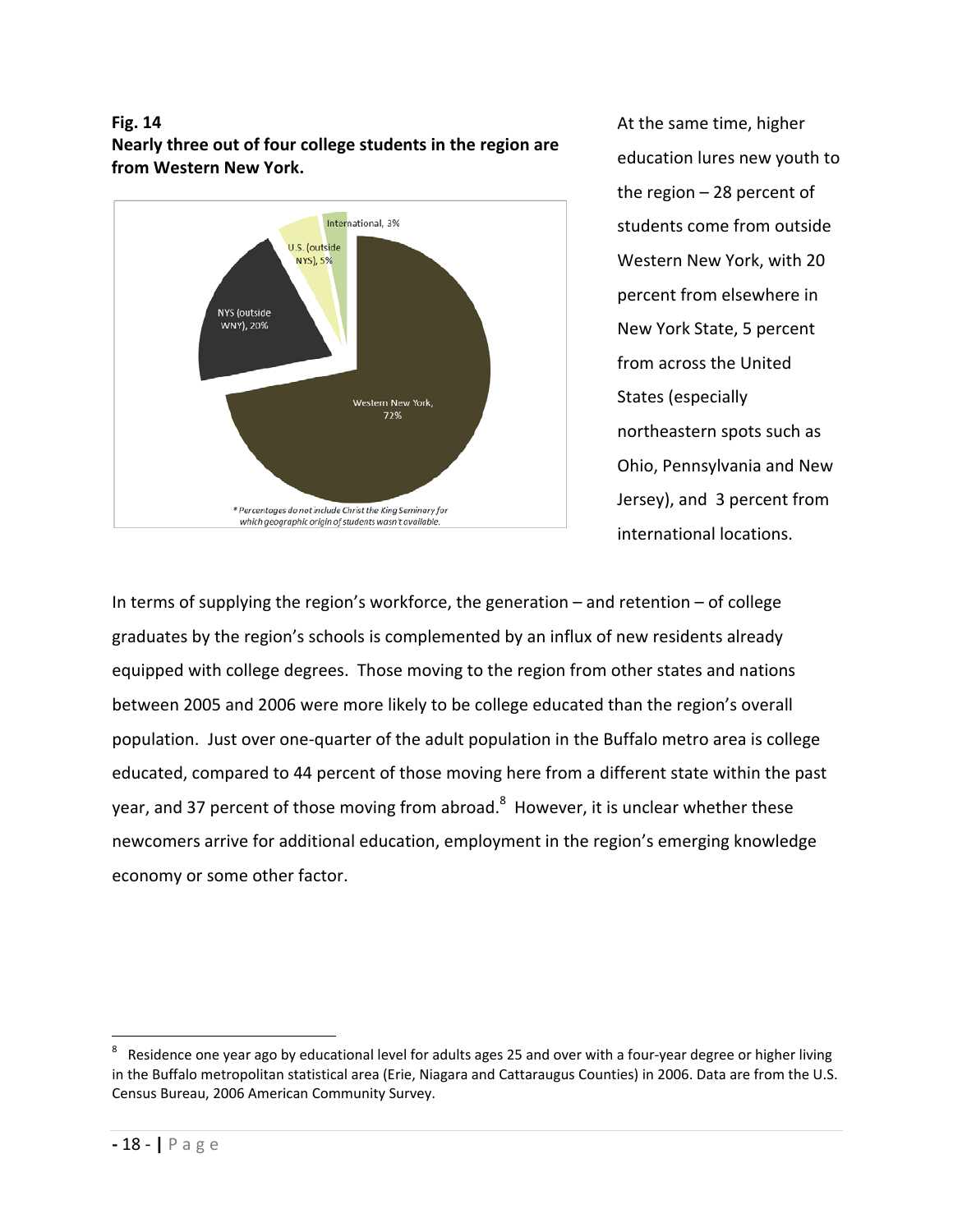**Fig. 14**
**Nearly three out of four college students in the region are from Western New York.**

International, 3%
U.S. (outside NYS), 5%
NYS (outside WNY), 20%
Western New York, 72%

*\* Percentages do not include Christ the King Seminary for which geographic origin of students wasn't available.*

At the same time, higher education lures new youth to the region – 28 percent of students come from outside Western New York, with 20 percent from elsewhere in New York State, 5 percent from across the United States (especially northeastern spots such as Ohio, Pennsylvania and New Jersey), and 3 percent from international locations.

In terms of supplying the region's workforce, the generation – and retention – of college graduates by the region's schools is complemented by an influx of new residents already equipped with college degrees. Those moving to the region from other states and nations between 2005 and 2006 were more likely to be college educated than the region's overall population. Just over one-quarter of the adult population in the Buffalo metro area is college educated, compared to 44 percent of those moving here from a different state within the past year, and 37 percent of those moving from abroad.[8] However, it is unclear whether these newcomers arrive for additional education, employment in the region's emerging knowledge economy or some other factor.

[8] Residence one year ago by educational level for adults ages 25 and over with a four-year degree or higher living in the Buffalo metropolitan statistical area (Erie, Niagara and Cattaraugus Counties) in 2006. Data are from the U.S. Census Bureau, 2006 American Community Survey.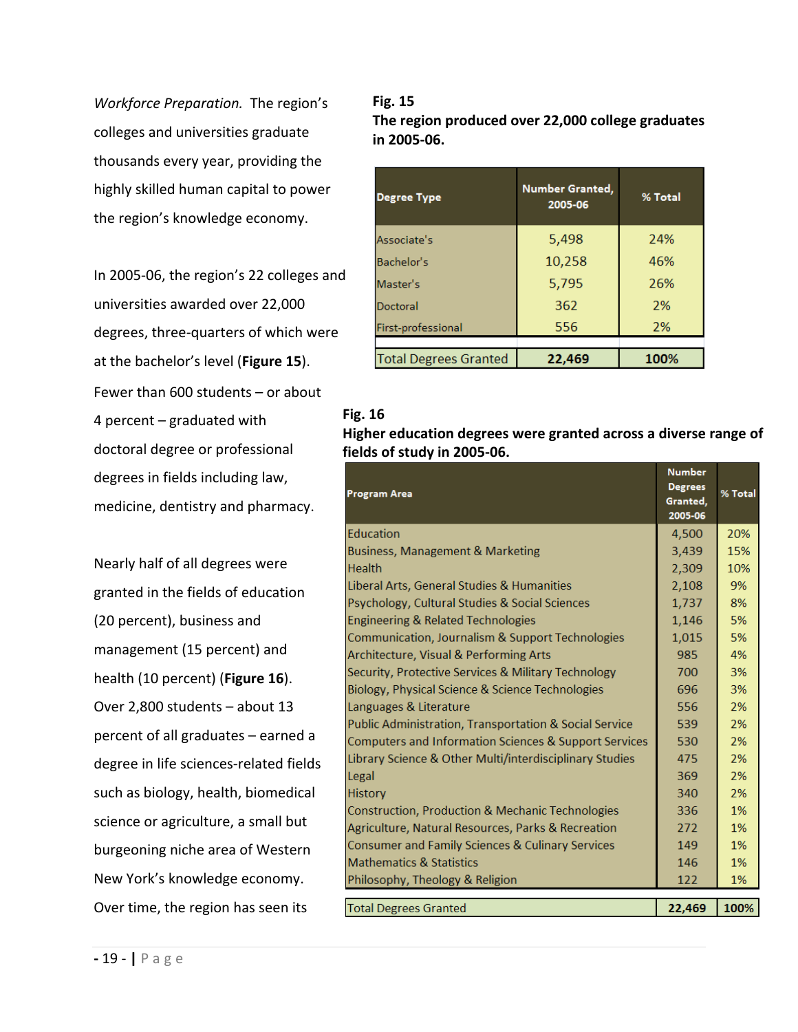*Workforce Preparation.* The region's colleges and universities graduate thousands every year, providing the highly skilled human capital to power the region's knowledge economy.

In 2005-06, the region's 22 colleges and universities awarded over 22,000 degrees, three-quarters of which were at the bachelor's level (**Figure 15**). Fewer than 600 students – or about 4 percent – graduated with doctoral degree or professional degrees in fields including law, medicine, dentistry and pharmacy.

Nearly half of all degrees were granted in the fields of education (20 percent), business and management (15 percent) and health (10 percent) (**Figure 16**). Over 2,800 students – about 13 percent of all graduates – earned a degree in life sciences-related fields such as biology, health, biomedical science or agriculture, a small but burgeoning niche area of Western New York's knowledge economy. Over time, the region has seen its

**Fig. 15**
**The region produced over 22,000 college graduates in 2005-06.**

| Degree Type | Number Granted, 2005-06 | % Total |
|---|---|---|
| Associate's | 5,498 | 24% |
| Bachelor's | 10,258 | 46% |
| Master's | 5,795 | 26% |
| Doctoral | 362 | 2% |
| First-professional | 556 | 2% |
| Total Degrees Granted | **22,469** | **100%** |

**Fig. 16**
**Higher education degrees were granted across a diverse range of fields of study in 2005-06.**

| Program Area | Number Degrees Granted, 2005-06 | % Total |
|---|---|---|
| Education | 4,500 | 20% |
| Business, Management & Marketing | 3,439 | 15% |
| Health | 2,309 | 10% |
| Liberal Arts, General Studies & Humanities | 2,108 | 9% |
| Psychology, Cultural Studies & Social Sciences | 1,737 | 8% |
| Engineering & Related Technologies | 1,146 | 5% |
| Communication, Journalism & Support Technologies | 1,015 | 5% |
| Architecture, Visual & Performing Arts | 985 | 4% |
| Security, Protective Services & Military Technology | 700 | 3% |
| Biology, Physical Science & Science Technologies | 696 | 3% |
| Languages & Literature | 556 | 2% |
| Public Administration, Transportation & Social Service | 539 | 2% |
| Computers and Information Sciences & Support Services | 530 | 2% |
| Library Science & Other Multi/interdisciplinary Studies | 475 | 2% |
| Legal | 369 | 2% |
| History | 340 | 2% |
| Construction, Production & Mechanic Technologies | 336 | 1% |
| Agriculture, Natural Resources, Parks & Recreation | 272 | 1% |
| Consumer and Family Sciences & Culinary Services | 149 | 1% |
| Mathematics & Statistics | 146 | 1% |
| Philosophy, Theology & Religion | 122 | 1% |
| Total Degrees Granted | **22,469** | **100%** |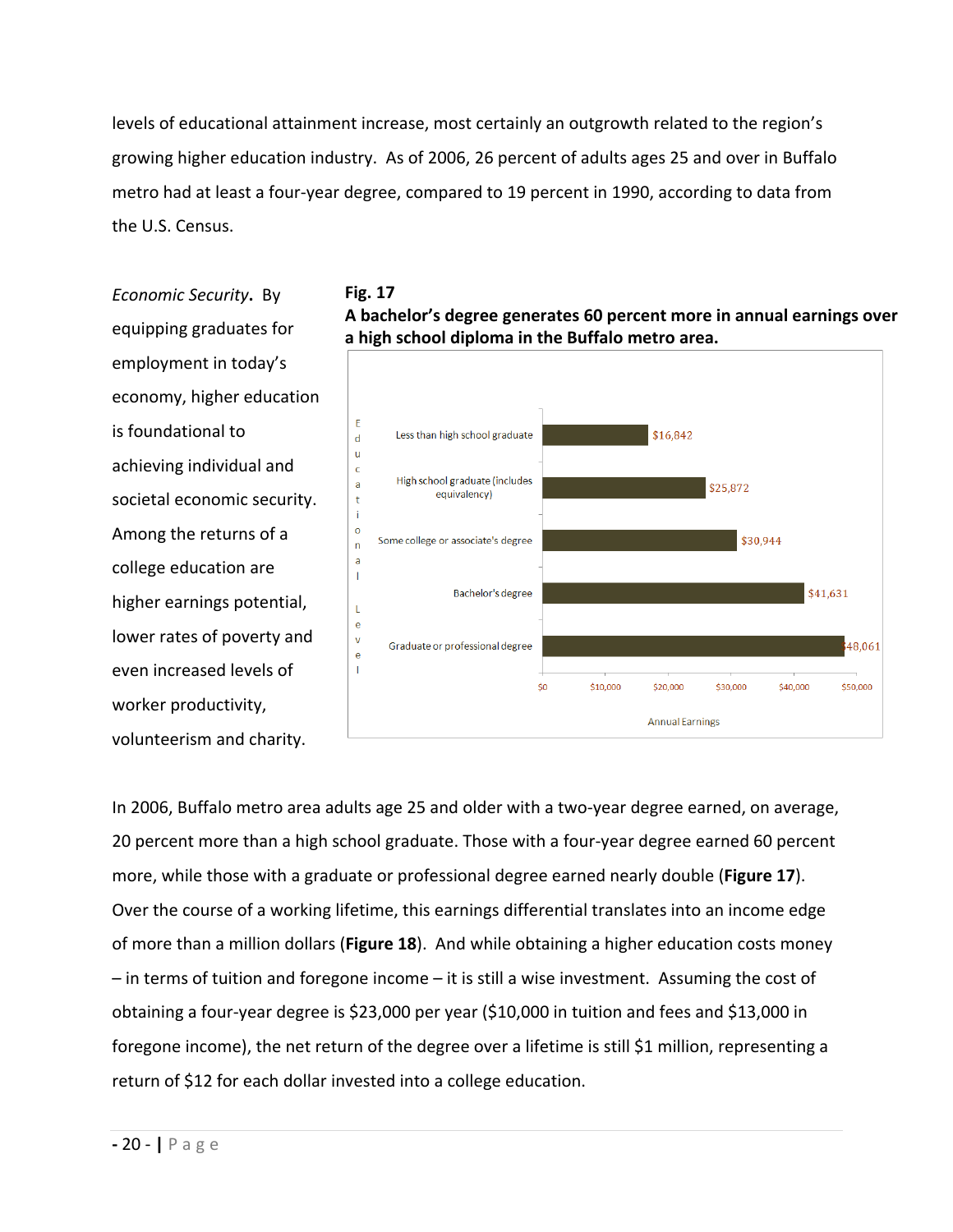levels of educational attainment increase, most certainly an outgrowth related to the region's growing higher education industry. As of 2006, 26 percent of adults ages 25 and over in Buffalo metro had at least a four-year degree, compared to 19 percent in 1990, according to data from the U.S. Census.

*Economic Security***.** By equipping graduates for employment in today's economy, higher education is foundational to achieving individual and societal economic security. Among the returns of a college education are higher earnings potential, lower rates of poverty and even increased levels of worker productivity, volunteerism and charity.

**Fig. 17**
**A bachelor's degree generates 60 percent more in annual earnings over a high school diploma in the Buffalo metro area.**

| Educational Level | Annual Earnings |
|---|---|
| Less than high school graduate | $16,842 |
| High school graduate (includes equivalency) | $25,872 |
| Some college or associate's degree | $30,944 |
| Bachelor's degree | $41,631 |
| Graduate or professional degree | $48,061 |

In 2006, Buffalo metro area adults age 25 and older with a two-year degree earned, on average, 20 percent more than a high school graduate. Those with a four-year degree earned 60 percent more, while those with a graduate or professional degree earned nearly double (**Figure 17**). Over the course of a working lifetime, this earnings differential translates into an income edge of more than a million dollars (**Figure 18**). And while obtaining a higher education costs money – in terms of tuition and foregone income – it is still a wise investment. Assuming the cost of obtaining a four-year degree is $23,000 per year ($10,000 in tuition and fees and $13,000 in foregone income), the net return of the degree over a lifetime is still $1 million, representing a return of $12 for each dollar invested into a college education.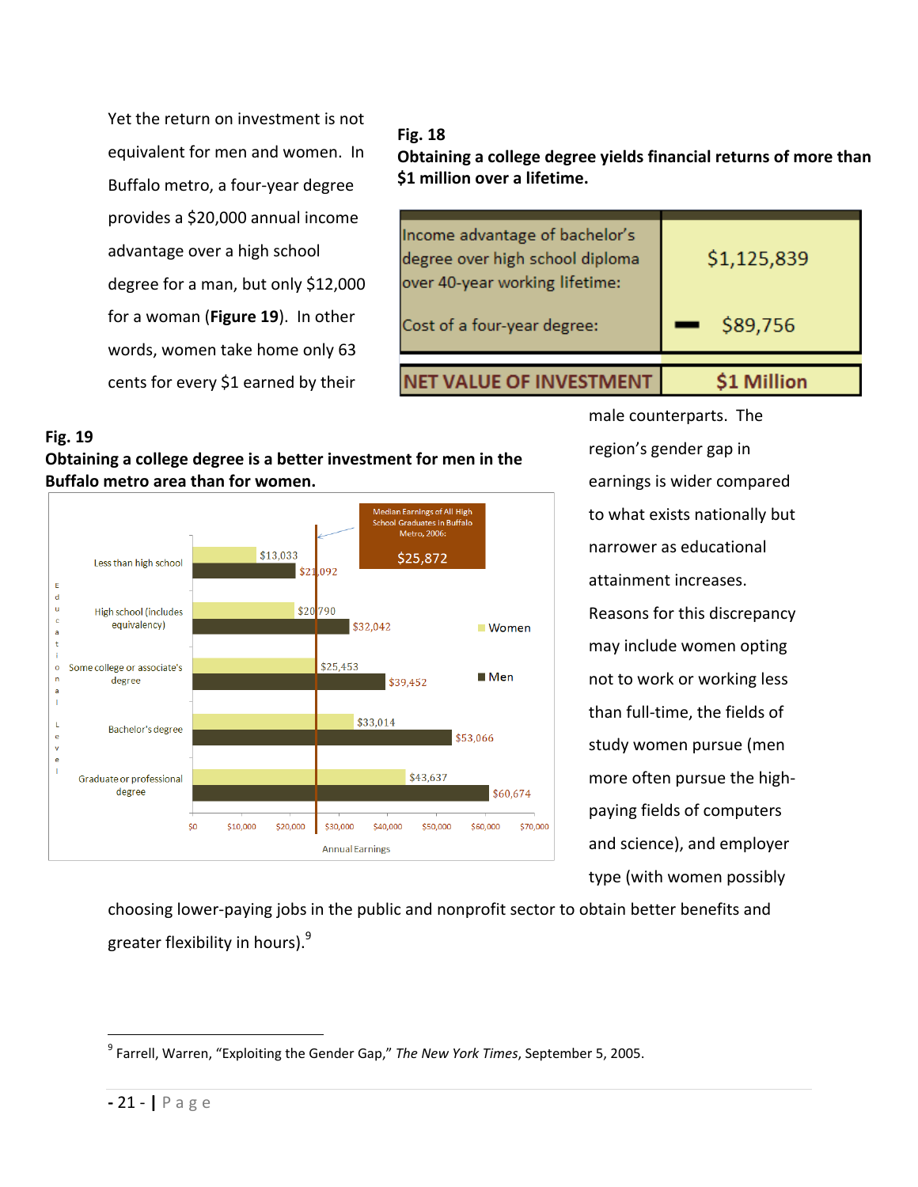Yet the return on investment is not equivalent for men and women. In Buffalo metro, a four-year degree provides a $20,000 annual income advantage over a high school degree for a man, but only $12,000 for a woman (**Figure 19**). In other words, women take home only 63 cents for every $1 earned by their male counterparts. The region's gender gap in earnings is wider compared to what exists nationally but narrower as educational attainment increases. Reasons for this discrepancy may include women opting not to work or working less than full-time, the fields of study women pursue (men more often pursue the high-paying fields of computers and science), and employer type (with women possibly choosing lower-paying jobs in the public and nonprofit sector to obtain better benefits and greater flexibility in hours).[9]

**Fig. 18**
**Obtaining a college degree yields financial returns of more than $1 million over a lifetime.**

| | |
|---|---|
| Income advantage of bachelor's degree over high school diploma over 40-year working lifetime: | $1,125,839 |
| Cost of a four-year degree: | − $89,756 |
| **NET VALUE OF INVESTMENT** | **$1 Million** |

**Fig. 19**
**Obtaining a college degree is a better investment for men in the Buffalo metro area than for women.**

| Educational Level | Women | Men |
|---|---|---|
| Less than high school | $13,033 | $21,092 |
| High school (includes equivalency) | $20,790 | $32,042 |
| Some college or associate's degree | $25,453 | $39,452 |
| Bachelor's degree | $33,014 | $53,066 |
| Graduate or professional degree | $43,637 | $60,674 |

Median Earnings of All High School Graduates in Buffalo Metro, 2006: $25,872

Annual Earnings

[9] Farrell, Warren, "Exploiting the Gender Gap," *The New York Times*, September 5, 2005.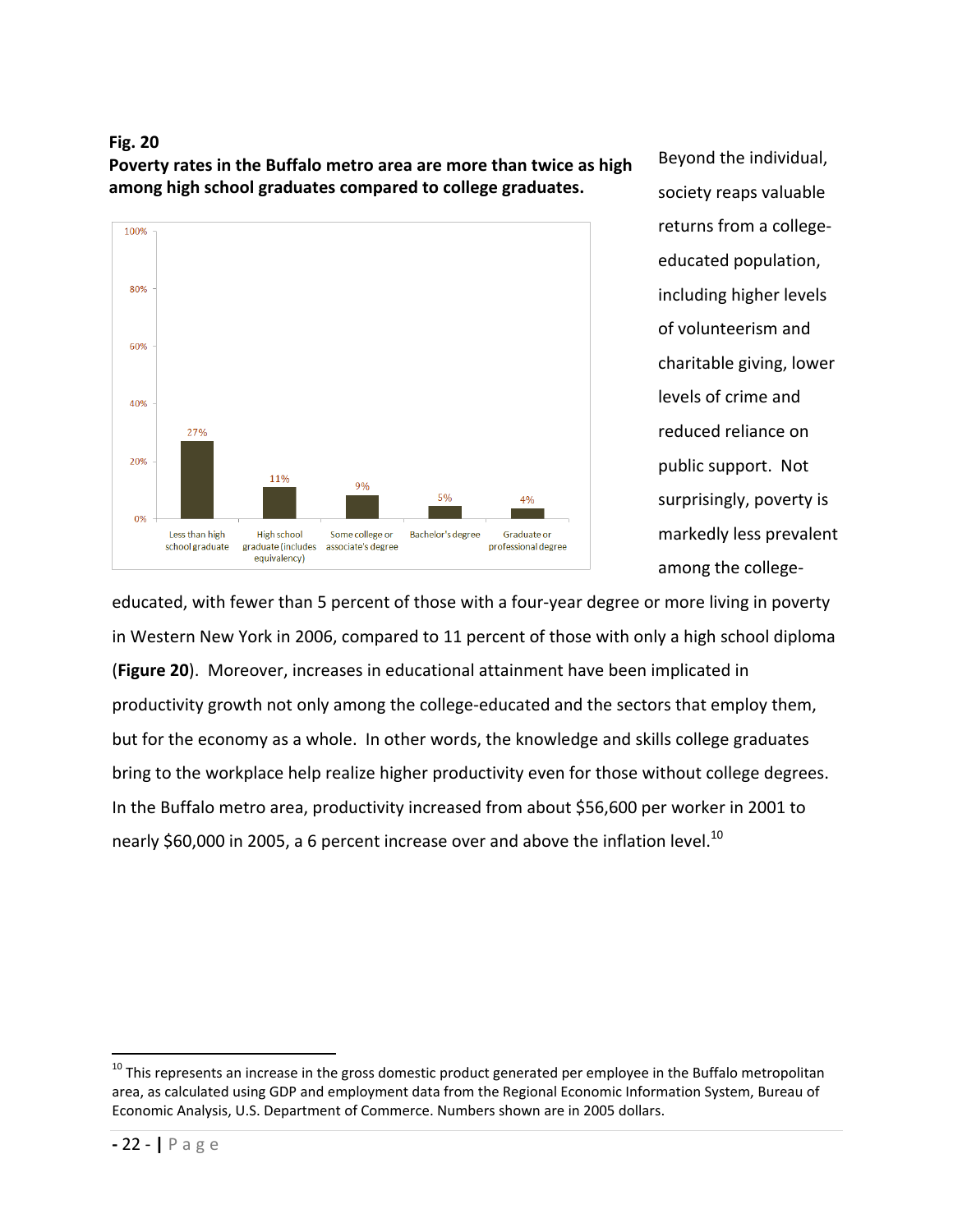**Fig. 20**
**Poverty rates in the Buffalo metro area are more than twice as high among high school graduates compared to college graduates.**

| Educational attainment | Poverty rate |
| --- | --- |
| Less than high school graduate | 27% |
| High school graduate (includes equivalency) | 11% |
| Some college or associate's degree | 9% |
| Bachelor's degree | 5% |
| Graduate or professional degree | 4% |

Beyond the individual, society reaps valuable returns from a college-educated population, including higher levels of volunteerism and charitable giving, lower levels of crime and reduced reliance on public support. Not surprisingly, poverty is markedly less prevalent among the college-educated, with fewer than 5 percent of those with a four-year degree or more living in poverty in Western New York in 2006, compared to 11 percent of those with only a high school diploma (**Figure 20**). Moreover, increases in educational attainment have been implicated in productivity growth not only among the college-educated and the sectors that employ them, but for the economy as a whole. In other words, the knowledge and skills college graduates bring to the workplace help realize higher productivity even for those without college degrees. In the Buffalo metro area, productivity increased from about $56,600 per worker in 2001 to nearly $60,000 in 2005, a 6 percent increase over and above the inflation level.[10]

---

[10] This represents an increase in the gross domestic product generated per employee in the Buffalo metropolitan area, as calculated using GDP and employment data from the Regional Economic Information System, Bureau of Economic Analysis, U.S. Department of Commerce. Numbers shown are in 2005 dollars.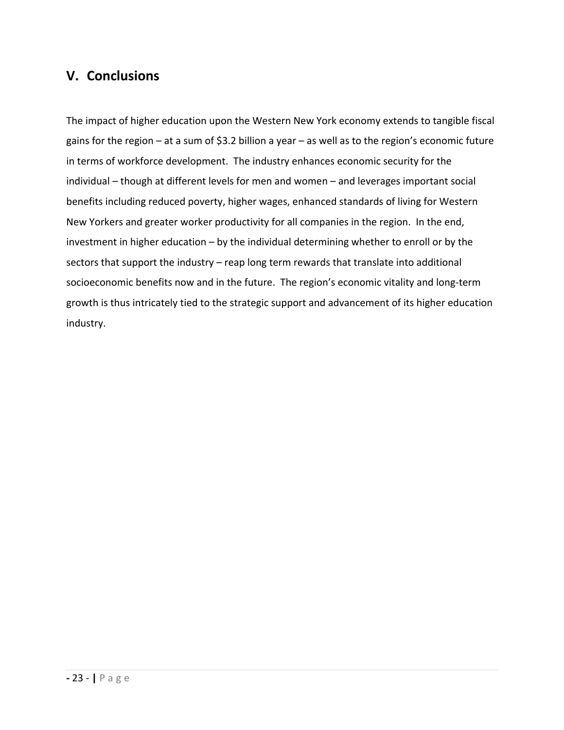## V. Conclusions

The impact of higher education upon the Western New York economy extends to tangible fiscal gains for the region – at a sum of $3.2 billion a year – as well as to the region's economic future in terms of workforce development. The industry enhances economic security for the individual – though at different levels for men and women – and leverages important social benefits including reduced poverty, higher wages, enhanced standards of living for Western New Yorkers and greater worker productivity for all companies in the region. In the end, investment in higher education – by the individual determining whether to enroll or by the sectors that support the industry – reap long term rewards that translate into additional socioeconomic benefits now and in the future. The region's economic vitality and long-term growth is thus intricately tied to the strategic support and advancement of its higher education industry.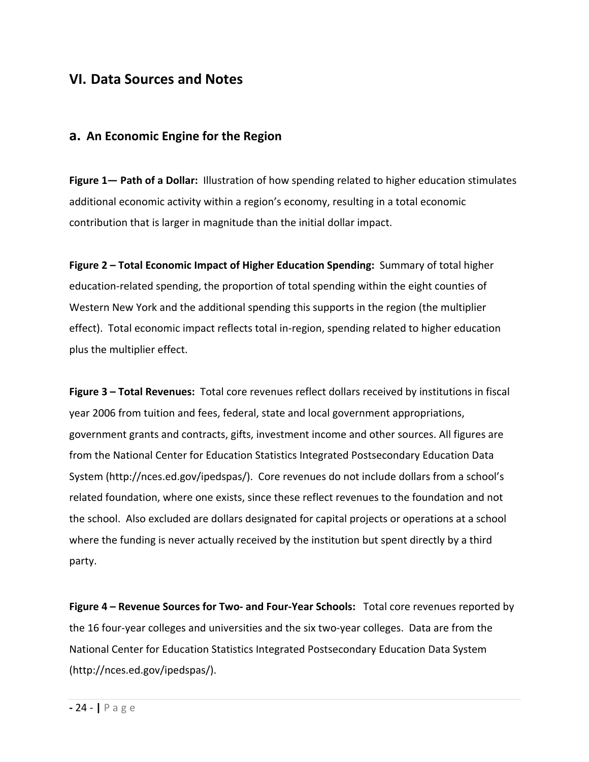## VI. Data Sources and Notes

### a. An Economic Engine for the Region

**Figure 1— Path of a Dollar:** Illustration of how spending related to higher education stimulates additional economic activity within a region's economy, resulting in a total economic contribution that is larger in magnitude than the initial dollar impact.

**Figure 2 – Total Economic Impact of Higher Education Spending:** Summary of total higher education-related spending, the proportion of total spending within the eight counties of Western New York and the additional spending this supports in the region (the multiplier effect). Total economic impact reflects total in-region, spending related to higher education plus the multiplier effect.

**Figure 3 – Total Revenues:** Total core revenues reflect dollars received by institutions in fiscal year 2006 from tuition and fees, federal, state and local government appropriations, government grants and contracts, gifts, investment income and other sources. All figures are from the National Center for Education Statistics Integrated Postsecondary Education Data System (http://nces.ed.gov/ipedspas/). Core revenues do not include dollars from a school's related foundation, where one exists, since these reflect revenues to the foundation and not the school. Also excluded are dollars designated for capital projects or operations at a school where the funding is never actually received by the institution but spent directly by a third party.

**Figure 4 – Revenue Sources for Two- and Four-Year Schools:** Total core revenues reported by the 16 four-year colleges and universities and the six two-year colleges. Data are from the National Center for Education Statistics Integrated Postsecondary Education Data System (http://nces.ed.gov/ipedspas/).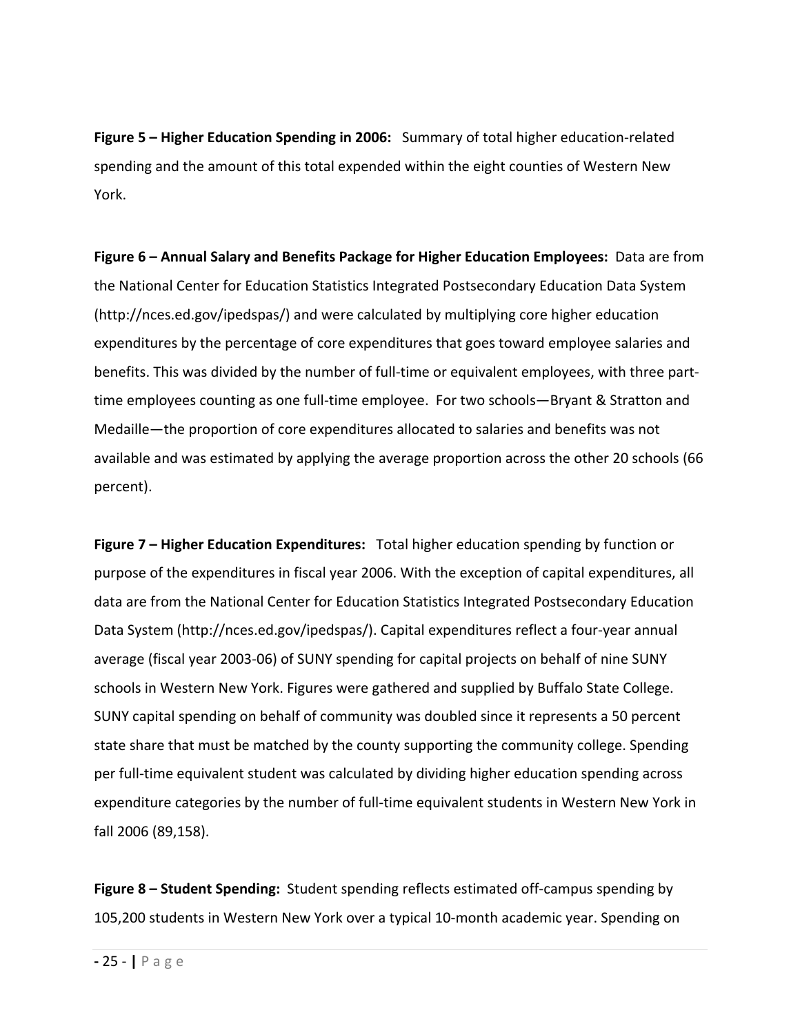**Figure 5 – Higher Education Spending in 2006:** Summary of total higher education-related spending and the amount of this total expended within the eight counties of Western New York.

**Figure 6 – Annual Salary and Benefits Package for Higher Education Employees:** Data are from the National Center for Education Statistics Integrated Postsecondary Education Data System (http://nces.ed.gov/ipedspas/) and were calculated by multiplying core higher education expenditures by the percentage of core expenditures that goes toward employee salaries and benefits. This was divided by the number of full-time or equivalent employees, with three part-time employees counting as one full-time employee. For two schools—Bryant & Stratton and Medaille—the proportion of core expenditures allocated to salaries and benefits was not available and was estimated by applying the average proportion across the other 20 schools (66 percent).

**Figure 7 – Higher Education Expenditures:** Total higher education spending by function or purpose of the expenditures in fiscal year 2006. With the exception of capital expenditures, all data are from the National Center for Education Statistics Integrated Postsecondary Education Data System (http://nces.ed.gov/ipedspas/). Capital expenditures reflect a four-year annual average (fiscal year 2003-06) of SUNY spending for capital projects on behalf of nine SUNY schools in Western New York. Figures were gathered and supplied by Buffalo State College. SUNY capital spending on behalf of community was doubled since it represents a 50 percent state share that must be matched by the county supporting the community college. Spending per full-time equivalent student was calculated by dividing higher education spending across expenditure categories by the number of full-time equivalent students in Western New York in fall 2006 (89,158).

**Figure 8 – Student Spending:** Student spending reflects estimated off-campus spending by 105,200 students in Western New York over a typical 10-month academic year. Spending on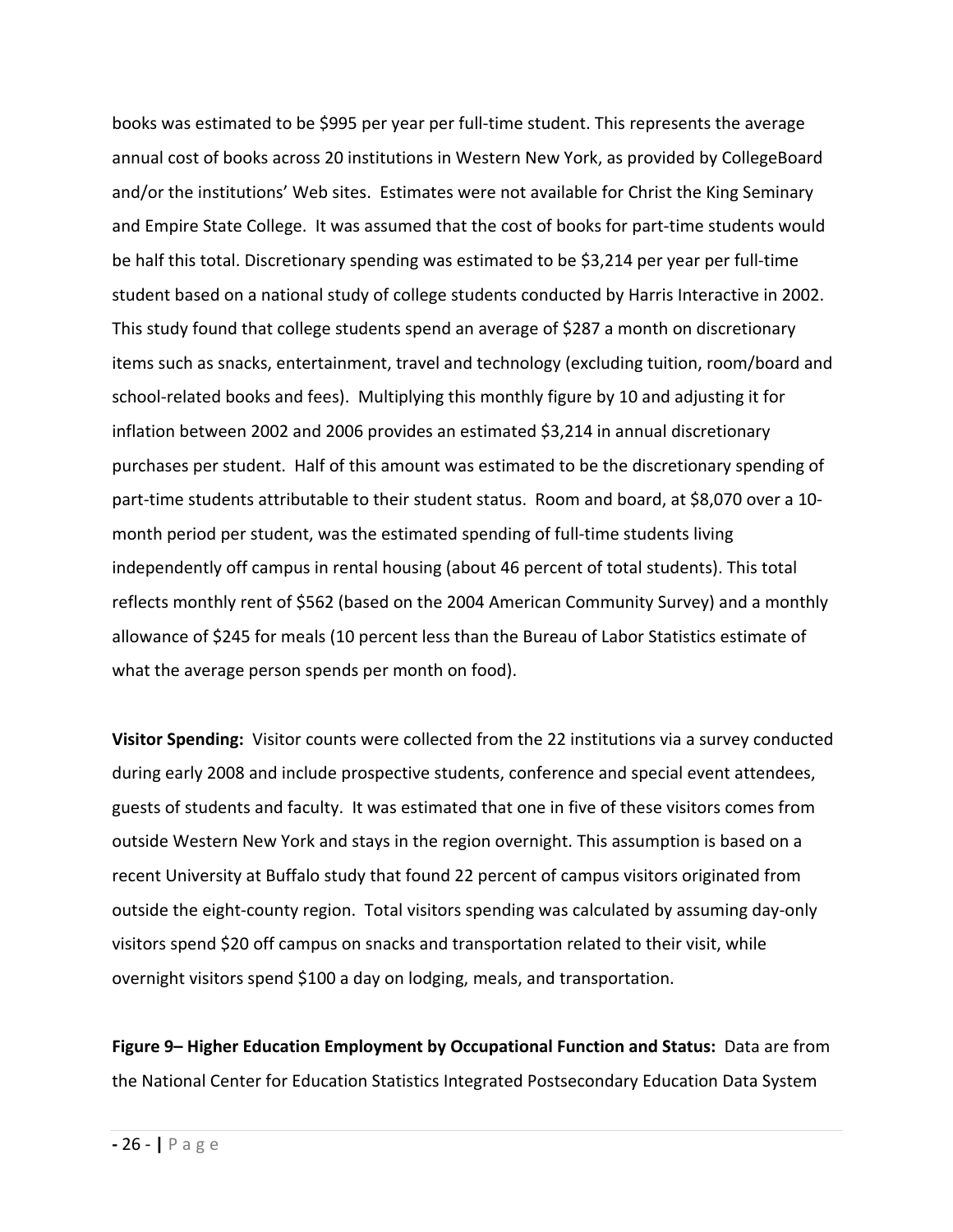books was estimated to be $995 per year per full-time student. This represents the average annual cost of books across 20 institutions in Western New York, as provided by CollegeBoard and/or the institutions' Web sites. Estimates were not available for Christ the King Seminary and Empire State College. It was assumed that the cost of books for part-time students would be half this total. Discretionary spending was estimated to be $3,214 per year per full-time student based on a national study of college students conducted by Harris Interactive in 2002. This study found that college students spend an average of $287 a month on discretionary items such as snacks, entertainment, travel and technology (excluding tuition, room/board and school-related books and fees). Multiplying this monthly figure by 10 and adjusting it for inflation between 2002 and 2006 provides an estimated $3,214 in annual discretionary purchases per student. Half of this amount was estimated to be the discretionary spending of part-time students attributable to their student status. Room and board, at $8,070 over a 10-month period per student, was the estimated spending of full-time students living independently off campus in rental housing (about 46 percent of total students). This total reflects monthly rent of $562 (based on the 2004 American Community Survey) and a monthly allowance of $245 for meals (10 percent less than the Bureau of Labor Statistics estimate of what the average person spends per month on food).

**Visitor Spending:** Visitor counts were collected from the 22 institutions via a survey conducted during early 2008 and include prospective students, conference and special event attendees, guests of students and faculty. It was estimated that one in five of these visitors comes from outside Western New York and stays in the region overnight. This assumption is based on a recent University at Buffalo study that found 22 percent of campus visitors originated from outside the eight-county region. Total visitors spending was calculated by assuming day-only visitors spend $20 off campus on snacks and transportation related to their visit, while overnight visitors spend $100 a day on lodging, meals, and transportation.

**Figure 9– Higher Education Employment by Occupational Function and Status:** Data are from the National Center for Education Statistics Integrated Postsecondary Education Data System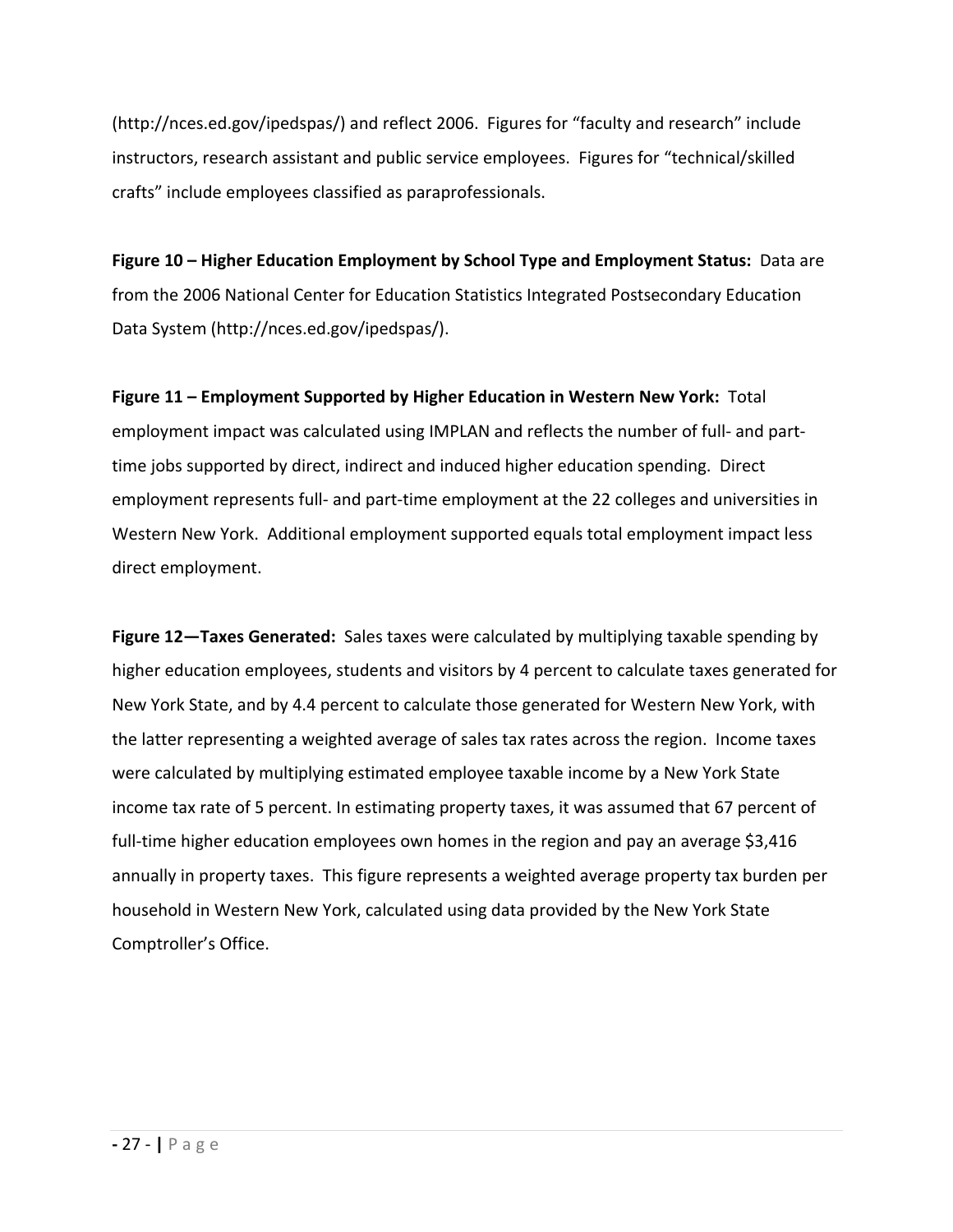(http://nces.ed.gov/ipedspas/) and reflect 2006. Figures for "faculty and research" include instructors, research assistant and public service employees. Figures for "technical/skilled crafts" include employees classified as paraprofessionals.

**Figure 10 – Higher Education Employment by School Type and Employment Status:** Data are from the 2006 National Center for Education Statistics Integrated Postsecondary Education Data System (http://nces.ed.gov/ipedspas/).

**Figure 11 – Employment Supported by Higher Education in Western New York:** Total employment impact was calculated using IMPLAN and reflects the number of full- and part-time jobs supported by direct, indirect and induced higher education spending. Direct employment represents full- and part-time employment at the 22 colleges and universities in Western New York. Additional employment supported equals total employment impact less direct employment.

**Figure 12—Taxes Generated:** Sales taxes were calculated by multiplying taxable spending by higher education employees, students and visitors by 4 percent to calculate taxes generated for New York State, and by 4.4 percent to calculate those generated for Western New York, with the latter representing a weighted average of sales tax rates across the region. Income taxes were calculated by multiplying estimated employee taxable income by a New York State income tax rate of 5 percent. In estimating property taxes, it was assumed that 67 percent of full-time higher education employees own homes in the region and pay an average $3,416 annually in property taxes. This figure represents a weighted average property tax burden per household in Western New York, calculated using data provided by the New York State Comptroller's Office.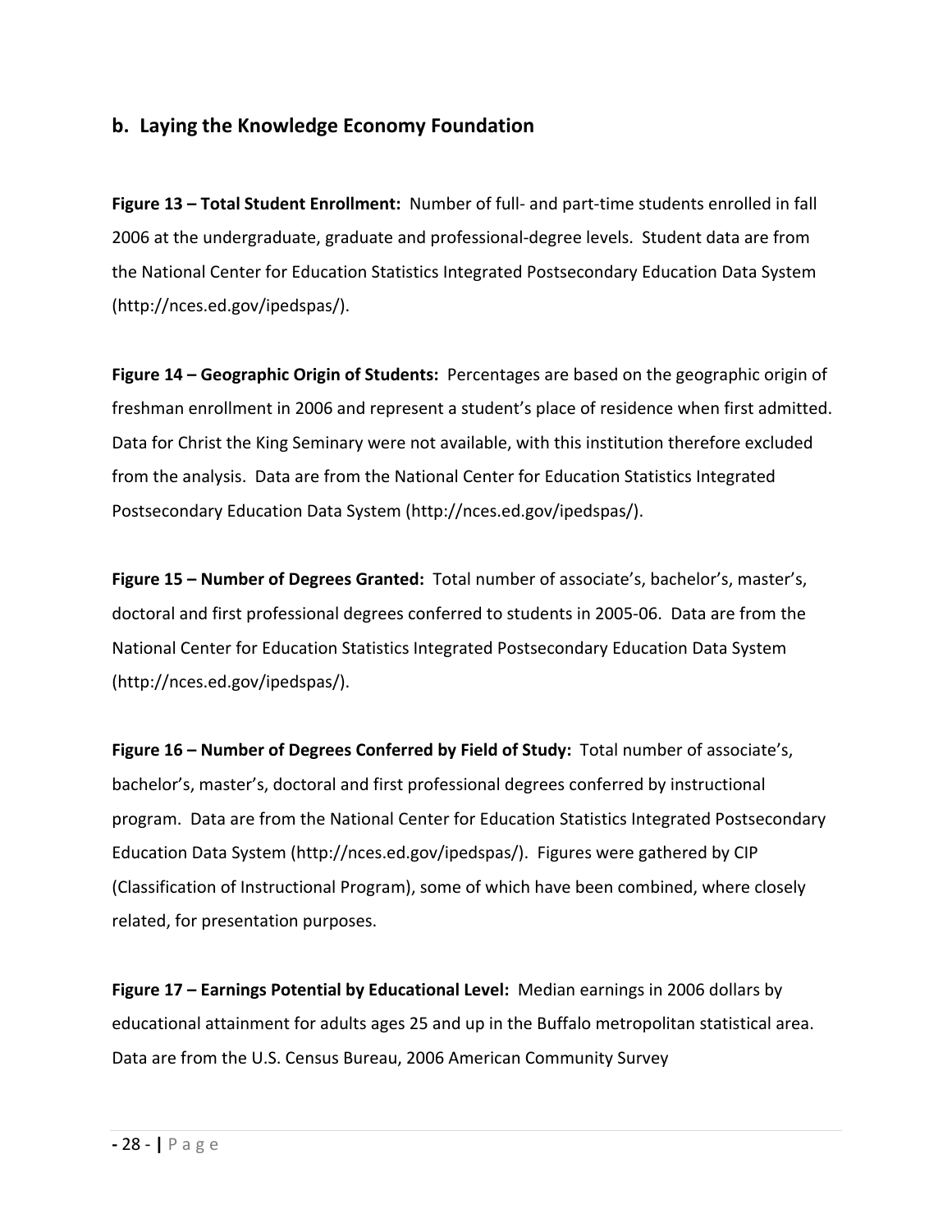## b. Laying the Knowledge Economy Foundation

**Figure 13 – Total Student Enrollment:** Number of full- and part-time students enrolled in fall 2006 at the undergraduate, graduate and professional-degree levels. Student data are from the National Center for Education Statistics Integrated Postsecondary Education Data System (http://nces.ed.gov/ipedspas/).

**Figure 14 – Geographic Origin of Students:** Percentages are based on the geographic origin of freshman enrollment in 2006 and represent a student's place of residence when first admitted. Data for Christ the King Seminary were not available, with this institution therefore excluded from the analysis. Data are from the National Center for Education Statistics Integrated Postsecondary Education Data System (http://nces.ed.gov/ipedspas/).

**Figure 15 – Number of Degrees Granted:** Total number of associate's, bachelor's, master's, doctoral and first professional degrees conferred to students in 2005-06. Data are from the National Center for Education Statistics Integrated Postsecondary Education Data System (http://nces.ed.gov/ipedspas/).

**Figure 16 – Number of Degrees Conferred by Field of Study:** Total number of associate's, bachelor's, master's, doctoral and first professional degrees conferred by instructional program. Data are from the National Center for Education Statistics Integrated Postsecondary Education Data System (http://nces.ed.gov/ipedspas/). Figures were gathered by CIP (Classification of Instructional Program), some of which have been combined, where closely related, for presentation purposes.

**Figure 17 – Earnings Potential by Educational Level:** Median earnings in 2006 dollars by educational attainment for adults ages 25 and up in the Buffalo metropolitan statistical area. Data are from the U.S. Census Bureau, 2006 American Community Survey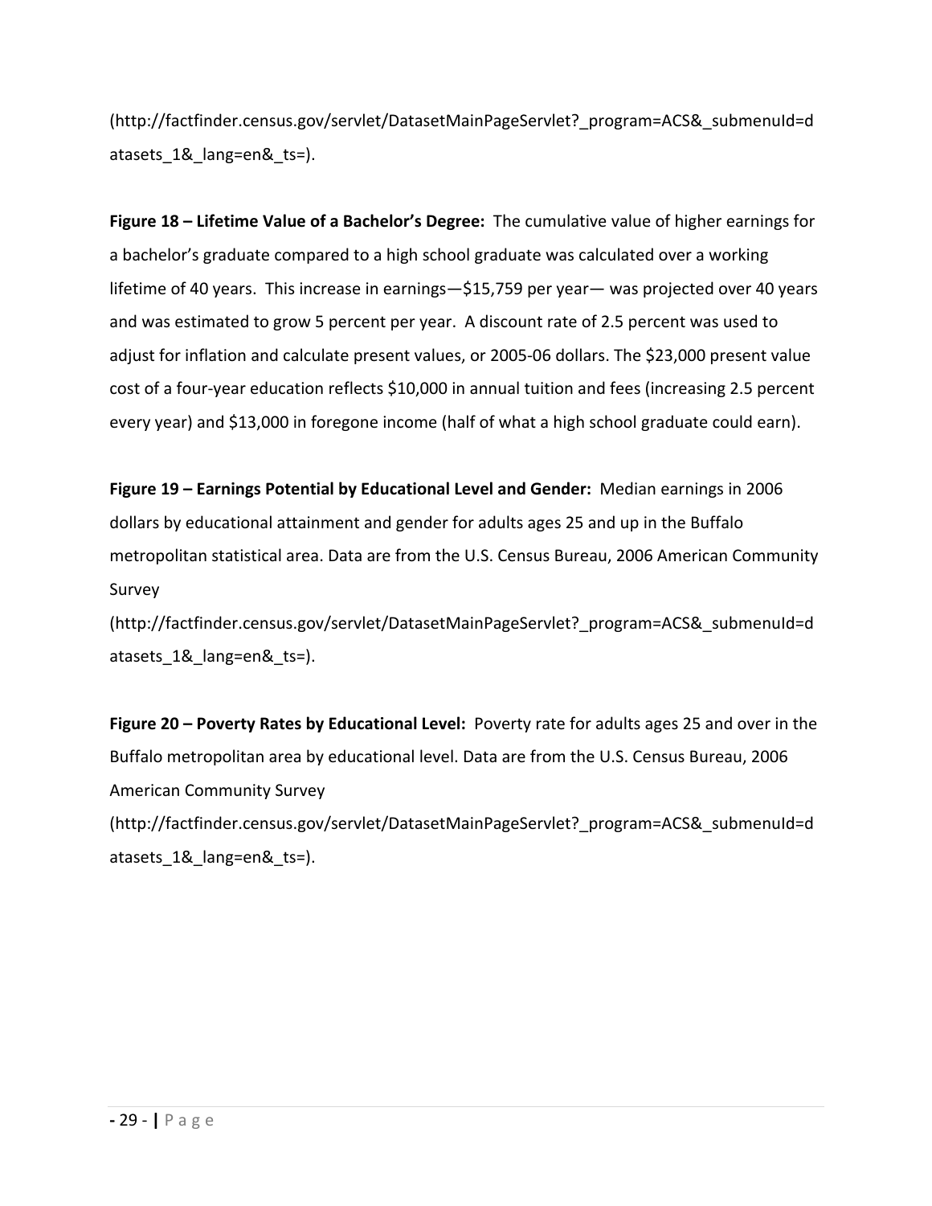(http://factfinder.census.gov/servlet/DatasetMainPageServlet?_program=ACS&_submenuId=datasets_1&_lang=en&_ts=).

**Figure 18 – Lifetime Value of a Bachelor's Degree:** The cumulative value of higher earnings for a bachelor's graduate compared to a high school graduate was calculated over a working lifetime of 40 years. This increase in earnings—$15,759 per year— was projected over 40 years and was estimated to grow 5 percent per year. A discount rate of 2.5 percent was used to adjust for inflation and calculate present values, or 2005-06 dollars. The $23,000 present value cost of a four-year education reflects $10,000 in annual tuition and fees (increasing 2.5 percent every year) and $13,000 in foregone income (half of what a high school graduate could earn).

**Figure 19 – Earnings Potential by Educational Level and Gender:** Median earnings in 2006 dollars by educational attainment and gender for adults ages 25 and up in the Buffalo metropolitan statistical area. Data are from the U.S. Census Bureau, 2006 American Community Survey (http://factfinder.census.gov/servlet/DatasetMainPageServlet?_program=ACS&_submenuId=datasets_1&_lang=en&_ts=).

**Figure 20 – Poverty Rates by Educational Level:** Poverty rate for adults ages 25 and over in the Buffalo metropolitan area by educational level. Data are from the U.S. Census Bureau, 2006 American Community Survey (http://factfinder.census.gov/servlet/DatasetMainPageServlet?_program=ACS&_submenuId=datasets_1&_lang=en&_ts=).